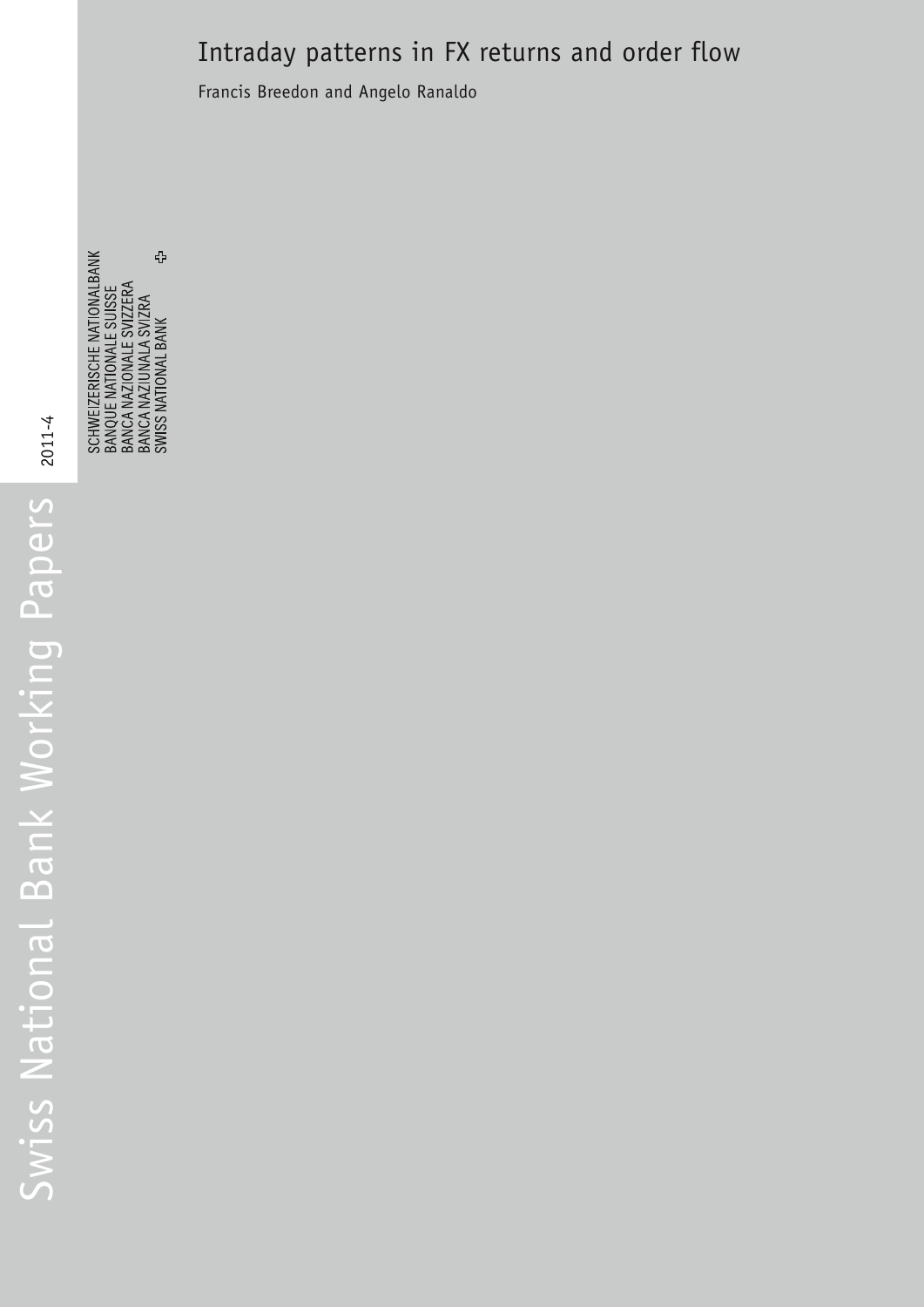# Intraday patterns in FX returns and order flow

Francis Breedon and Angelo Ranaldo

2011-4

SCHWEIZERISCHE NATIONALBANK
BANQUE NATIONALE SUISSE
BANCA NAZIONALE SVIZZERA
BANCA NAZIUNALA SVIZRA
SWISS NATIONAL BANK

Swiss National Bank Working Papers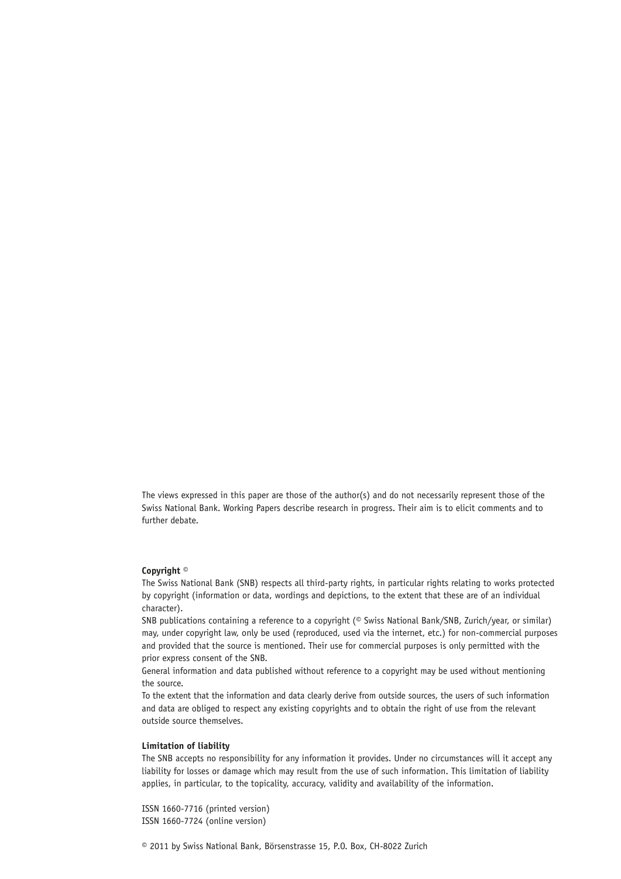The views expressed in this paper are those of the author(s) and do not necessarily represent those of the Swiss National Bank. Working Papers describe research in progress. Their aim is to elicit comments and to further debate.

**Copyright** ©

The Swiss National Bank (SNB) respects all third-party rights, in particular rights relating to works protected by copyright (information or data, wordings and depictions, to the extent that these are of an individual character).

SNB publications containing a reference to a copyright (© Swiss National Bank/SNB, Zurich/year, or similar) may, under copyright law, only be used (reproduced, used via the internet, etc.) for non-commercial purposes and provided that the source is mentioned. Their use for commercial purposes is only permitted with the prior express consent of the SNB.

General information and data published without reference to a copyright may be used without mentioning the source.

To the extent that the information and data clearly derive from outside sources, the users of such information and data are obliged to respect any existing copyrights and to obtain the right of use from the relevant outside source themselves.

**Limitation of liability**

The SNB accepts no responsibility for any information it provides. Under no circumstances will it accept any liability for losses or damage which may result from the use of such information. This limitation of liability applies, in particular, to the topicality, accuracy, validity and availability of the information.

ISSN 1660-7716 (printed version)
ISSN 1660-7724 (online version)

© 2011 by Swiss National Bank, Börsenstrasse 15, P.O. Box, CH-8022 Zurich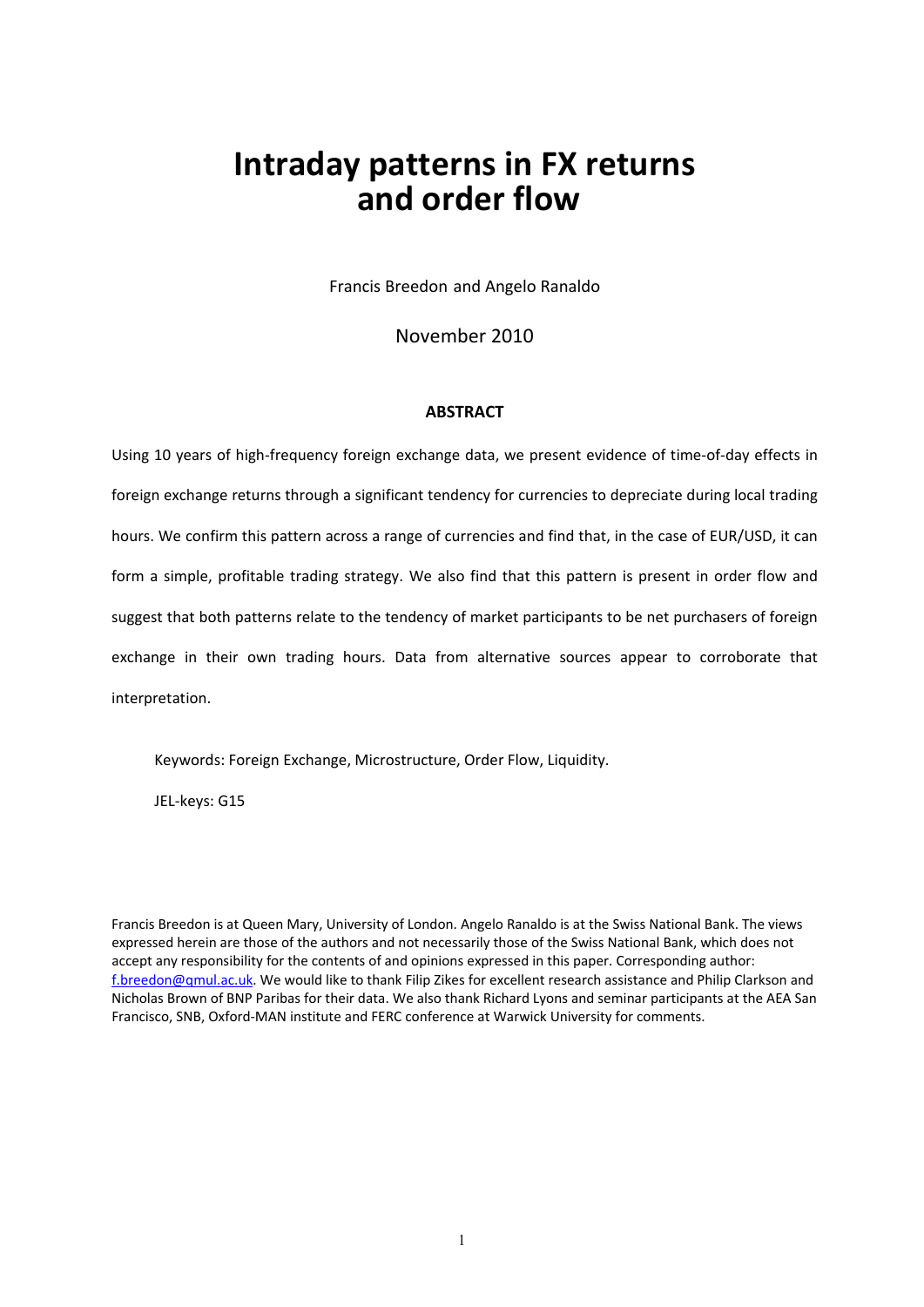# Intraday patterns in FX returns and order flow

Francis Breedon and Angelo Ranaldo

November 2010

### ABSTRACT

Using 10 years of high-frequency foreign exchange data, we present evidence of time-of-day effects in foreign exchange returns through a significant tendency for currencies to depreciate during local trading hours. We confirm this pattern across a range of currencies and find that, in the case of EUR/USD, it can form a simple, profitable trading strategy. We also find that this pattern is present in order flow and suggest that both patterns relate to the tendency of market participants to be net purchasers of foreign exchange in their own trading hours. Data from alternative sources appear to corroborate that interpretation.

Keywords: Foreign Exchange, Microstructure, Order Flow, Liquidity.

JEL-keys: G15

Francis Breedon is at Queen Mary, University of London. Angelo Ranaldo is at the Swiss National Bank. The views expressed herein are those of the authors and not necessarily those of the Swiss National Bank, which does not accept any responsibility for the contents of and opinions expressed in this paper. Corresponding author: f.breedon@qmul.ac.uk. We would like to thank Filip Zikes for excellent research assistance and Philip Clarkson and Nicholas Brown of BNP Paribas for their data. We also thank Richard Lyons and seminar participants at the AEA San Francisco, SNB, Oxford-MAN institute and FERC conference at Warwick University for comments.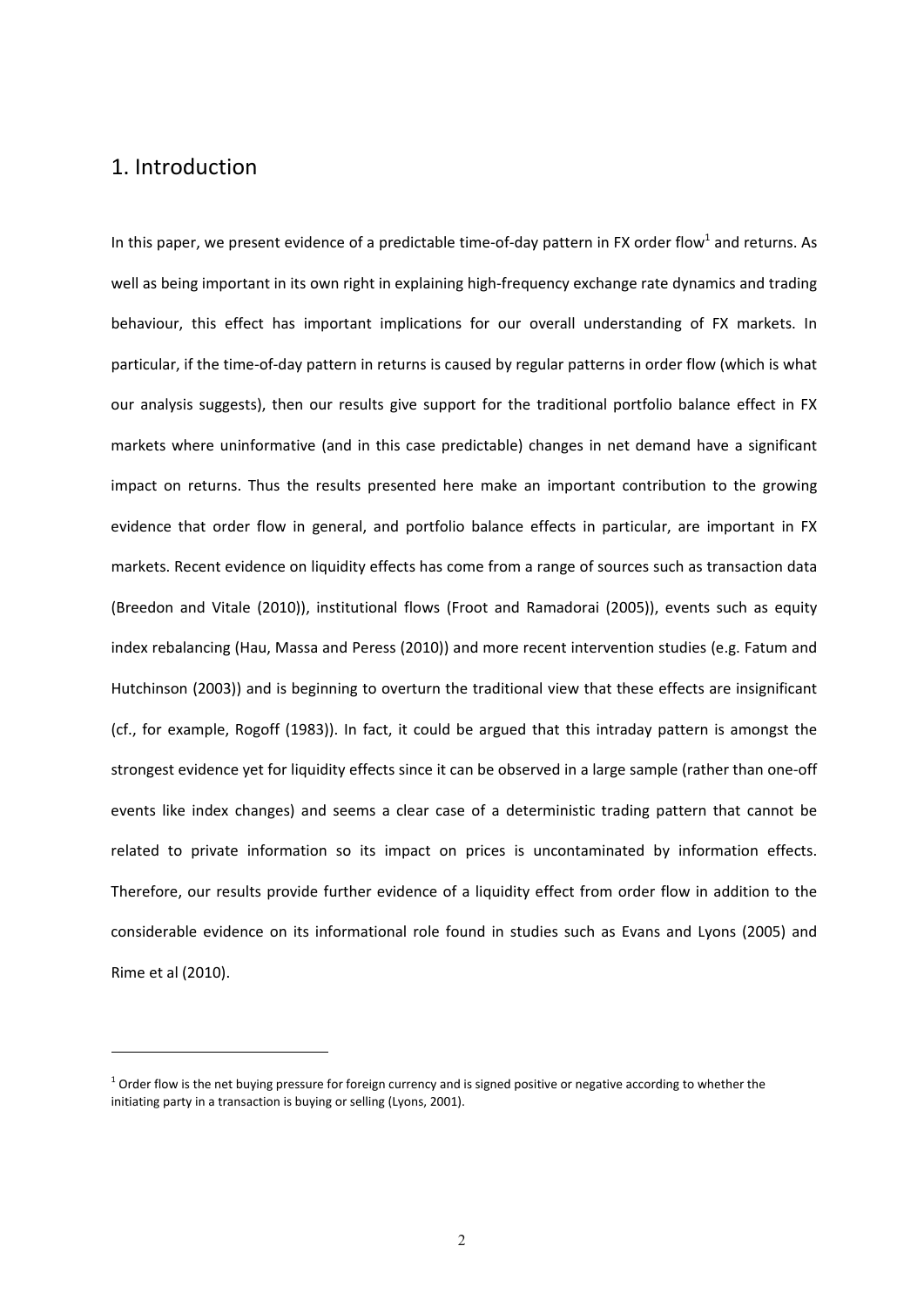## 1. Introduction

In this paper, we present evidence of a predictable time-of-day pattern in FX order flow[1] and returns. As well as being important in its own right in explaining high-frequency exchange rate dynamics and trading behaviour, this effect has important implications for our overall understanding of FX markets. In particular, if the time-of-day pattern in returns is caused by regular patterns in order flow (which is what our analysis suggests), then our results give support for the traditional portfolio balance effect in FX markets where uninformative (and in this case predictable) changes in net demand have a significant impact on returns. Thus the results presented here make an important contribution to the growing evidence that order flow in general, and portfolio balance effects in particular, are important in FX markets. Recent evidence on liquidity effects has come from a range of sources such as transaction data (Breedon and Vitale (2010)), institutional flows (Froot and Ramadorai (2005)), events such as equity index rebalancing (Hau, Massa and Peress (2010)) and more recent intervention studies (e.g. Fatum and Hutchinson (2003)) and is beginning to overturn the traditional view that these effects are insignificant (cf., for example, Rogoff (1983)). In fact, it could be argued that this intraday pattern is amongst the strongest evidence yet for liquidity effects since it can be observed in a large sample (rather than one-off events like index changes) and seems a clear case of a deterministic trading pattern that cannot be related to private information so its impact on prices is uncontaminated by information effects. Therefore, our results provide further evidence of a liquidity effect from order flow in addition to the considerable evidence on its informational role found in studies such as Evans and Lyons (2005) and Rime et al (2010).

[1] Order flow is the net buying pressure for foreign currency and is signed positive or negative according to whether the initiating party in a transaction is buying or selling (Lyons, 2001).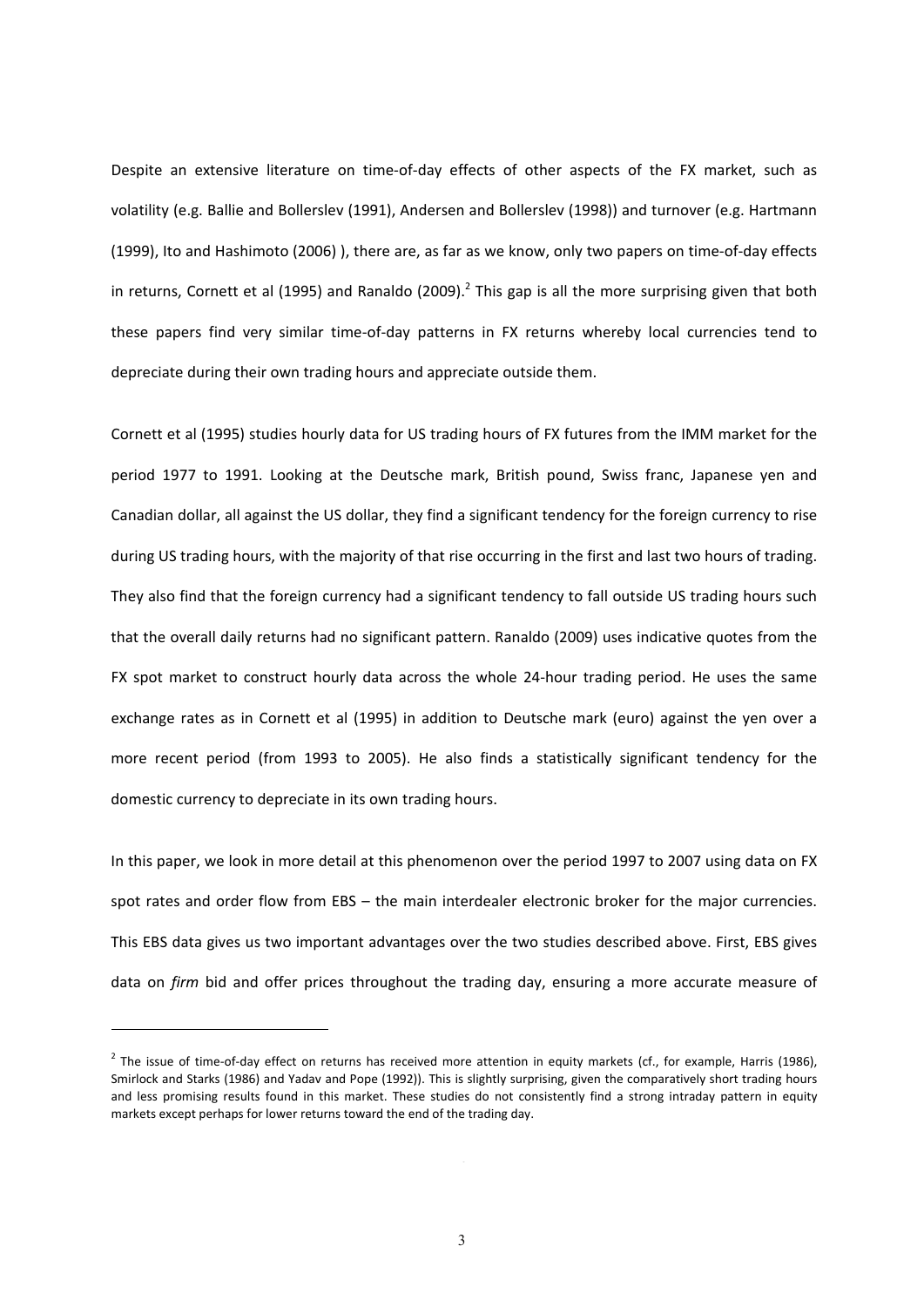Despite an extensive literature on time-of-day effects of other aspects of the FX market, such as volatility (e.g. Ballie and Bollerslev (1991), Andersen and Bollerslev (1998)) and turnover (e.g. Hartmann (1999), Ito and Hashimoto (2006) ), there are, as far as we know, only two papers on time-of-day effects in returns, Cornett et al (1995) and Ranaldo (2009).[2] This gap is all the more surprising given that both these papers find very similar time-of-day patterns in FX returns whereby local currencies tend to depreciate during their own trading hours and appreciate outside them.

Cornett et al (1995) studies hourly data for US trading hours of FX futures from the IMM market for the period 1977 to 1991. Looking at the Deutsche mark, British pound, Swiss franc, Japanese yen and Canadian dollar, all against the US dollar, they find a significant tendency for the foreign currency to rise during US trading hours, with the majority of that rise occurring in the first and last two hours of trading. They also find that the foreign currency had a significant tendency to fall outside US trading hours such that the overall daily returns had no significant pattern. Ranaldo (2009) uses indicative quotes from the FX spot market to construct hourly data across the whole 24-hour trading period. He uses the same exchange rates as in Cornett et al (1995) in addition to Deutsche mark (euro) against the yen over a more recent period (from 1993 to 2005). He also finds a statistically significant tendency for the domestic currency to depreciate in its own trading hours.

In this paper, we look in more detail at this phenomenon over the period 1997 to 2007 using data on FX spot rates and order flow from EBS – the main interdealer electronic broker for the major currencies. This EBS data gives us two important advantages over the two studies described above. First, EBS gives data on *firm* bid and offer prices throughout the trading day, ensuring a more accurate measure of

[2] The issue of time-of-day effect on returns has received more attention in equity markets (cf., for example, Harris (1986), Smirlock and Starks (1986) and Yadav and Pope (1992)). This is slightly surprising, given the comparatively short trading hours and less promising results found in this market. These studies do not consistently find a strong intraday pattern in equity markets except perhaps for lower returns toward the end of the trading day.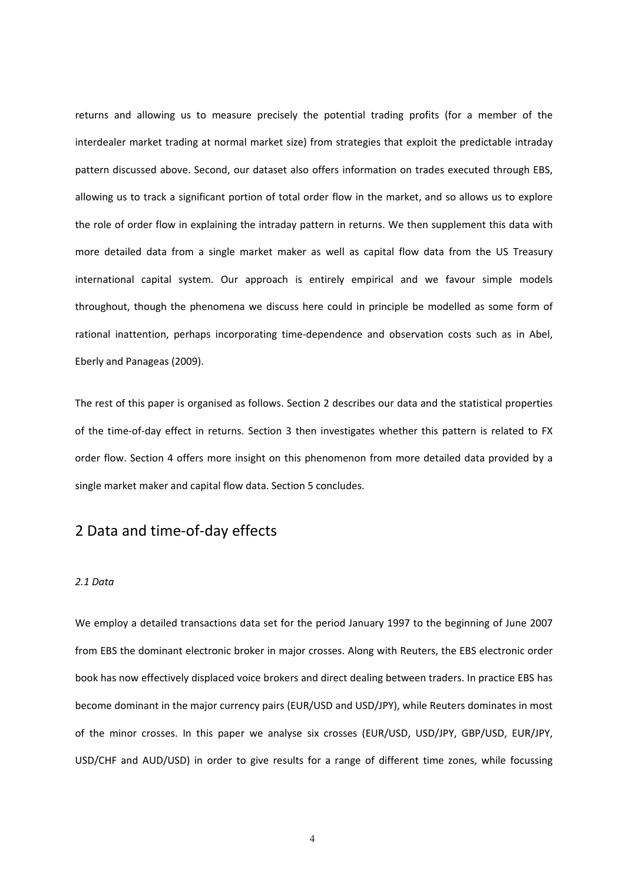returns and allowing us to measure precisely the potential trading profits (for a member of the interdealer market trading at normal market size) from strategies that exploit the predictable intraday pattern discussed above. Second, our dataset also offers information on trades executed through EBS, allowing us to track a significant portion of total order flow in the market, and so allows us to explore the role of order flow in explaining the intraday pattern in returns. We then supplement this data with more detailed data from a single market maker as well as capital flow data from the US Treasury international capital system. Our approach is entirely empirical and we favour simple models throughout, though the phenomena we discuss here could in principle be modelled as some form of rational inattention, perhaps incorporating time-dependence and observation costs such as in Abel, Eberly and Panageas (2009).

The rest of this paper is organised as follows. Section 2 describes our data and the statistical properties of the time-of-day effect in returns. Section 3 then investigates whether this pattern is related to FX order flow. Section 4 offers more insight on this phenomenon from more detailed data provided by a single market maker and capital flow data. Section 5 concludes.

## 2 Data and time-of-day effects

### *2.1 Data*

We employ a detailed transactions data set for the period January 1997 to the beginning of June 2007 from EBS the dominant electronic broker in major crosses. Along with Reuters, the EBS electronic order book has now effectively displaced voice brokers and direct dealing between traders. In practice EBS has become dominant in the major currency pairs (EUR/USD and USD/JPY), while Reuters dominates in most of the minor crosses. In this paper we analyse six crosses (EUR/USD, USD/JPY, GBP/USD, EUR/JPY, USD/CHF and AUD/USD) in order to give results for a range of different time zones, while focussing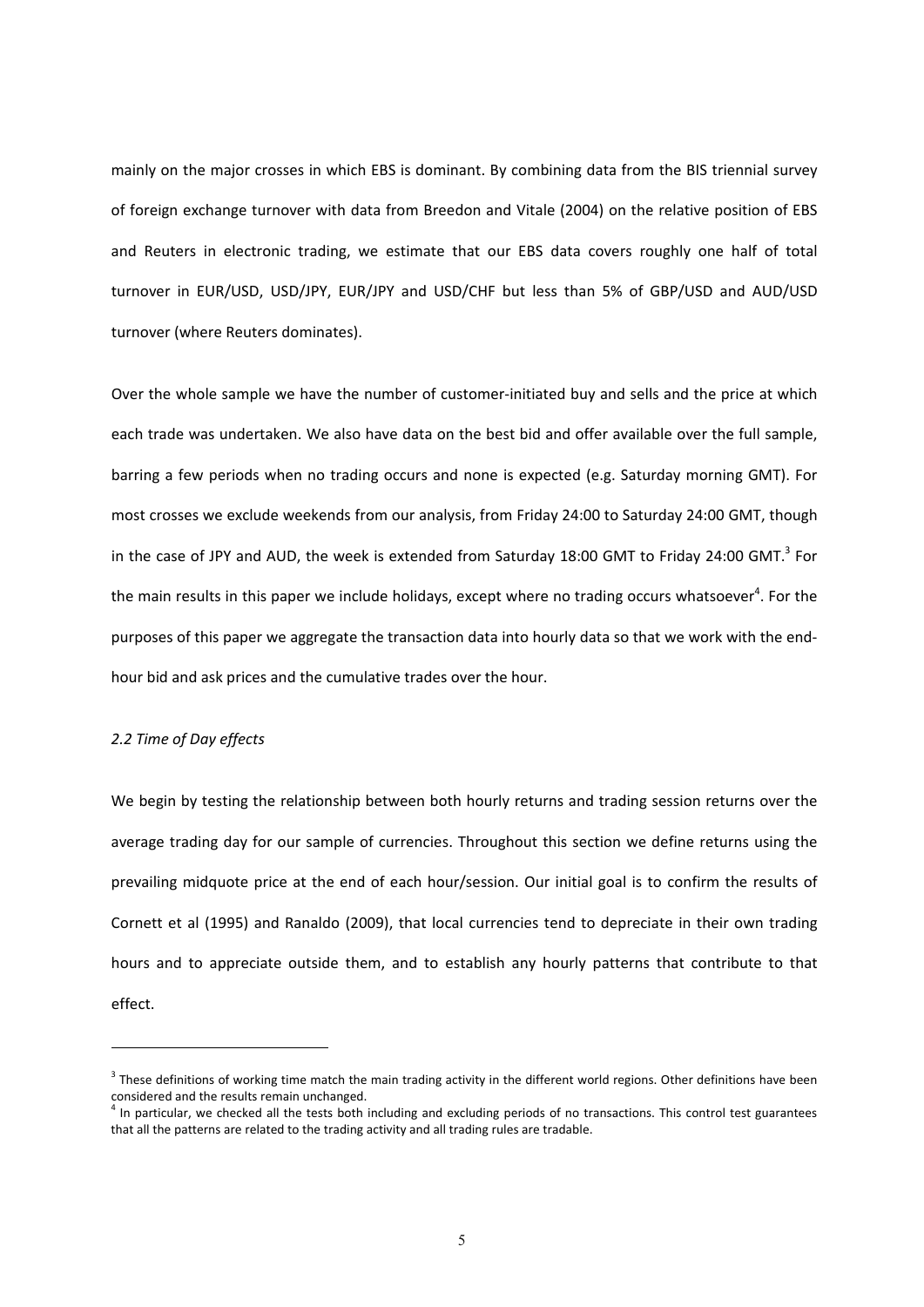mainly on the major crosses in which EBS is dominant. By combining data from the BIS triennial survey of foreign exchange turnover with data from Breedon and Vitale (2004) on the relative position of EBS and Reuters in electronic trading, we estimate that our EBS data covers roughly one half of total turnover in EUR/USD, USD/JPY, EUR/JPY and USD/CHF but less than 5% of GBP/USD and AUD/USD turnover (where Reuters dominates).

Over the whole sample we have the number of customer-initiated buy and sells and the price at which each trade was undertaken. We also have data on the best bid and offer available over the full sample, barring a few periods when no trading occurs and none is expected (e.g. Saturday morning GMT). For most crosses we exclude weekends from our analysis, from Friday 24:00 to Saturday 24:00 GMT, though in the case of JPY and AUD, the week is extended from Saturday 18:00 GMT to Friday 24:00 GMT.[3] For the main results in this paper we include holidays, except where no trading occurs whatsoever[4]. For the purposes of this paper we aggregate the transaction data into hourly data so that we work with the end-hour bid and ask prices and the cumulative trades over the hour.

### *2.2 Time of Day effects*

We begin by testing the relationship between both hourly returns and trading session returns over the average trading day for our sample of currencies. Throughout this section we define returns using the prevailing midquote price at the end of each hour/session. Our initial goal is to confirm the results of Cornett et al (1995) and Ranaldo (2009), that local currencies tend to depreciate in their own trading hours and to appreciate outside them, and to establish any hourly patterns that contribute to that effect.

---

[3] These definitions of working time match the main trading activity in the different world regions. Other definitions have been considered and the results remain unchanged.

[4] In particular, we checked all the tests both including and excluding periods of no transactions. This control test guarantees that all the patterns are related to the trading activity and all trading rules are tradable.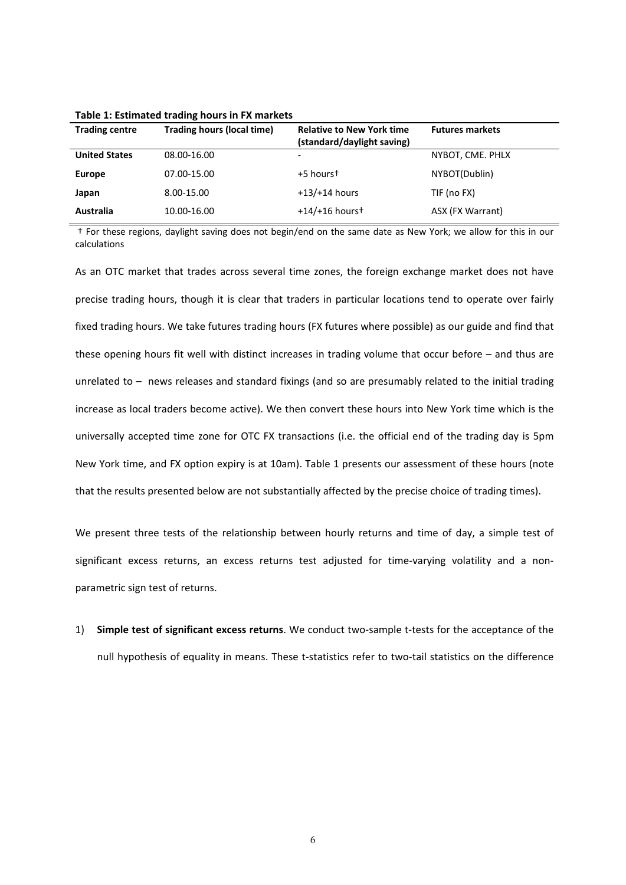**Table 1: Estimated trading hours in FX markets**

| Trading centre | Trading hours (local time) | Relative to New York time (standard/daylight saving) | Futures markets |
|---|---|---|---|
| **United States** | 08.00-16.00 | - | NYBOT, CME. PHLX |
| **Europe** | 07.00-15.00 | +5 hours† | NYBOT(Dublin) |
| **Japan** | 8.00-15.00 | +13/+14 hours | TIF (no FX) |
| **Australia** | 10.00-16.00 | +14/+16 hours† | ASX (FX Warrant) |

† For these regions, daylight saving does not begin/end on the same date as New York; we allow for this in our calculations

As an OTC market that trades across several time zones, the foreign exchange market does not have precise trading hours, though it is clear that traders in particular locations tend to operate over fairly fixed trading hours. We take futures trading hours (FX futures where possible) as our guide and find that these opening hours fit well with distinct increases in trading volume that occur before – and thus are unrelated to – news releases and standard fixings (and so are presumably related to the initial trading increase as local traders become active). We then convert these hours into New York time which is the universally accepted time zone for OTC FX transactions (i.e. the official end of the trading day is 5pm New York time, and FX option expiry is at 10am). Table 1 presents our assessment of these hours (note that the results presented below are not substantially affected by the precise choice of trading times).

We present three tests of the relationship between hourly returns and time of day, a simple test of significant excess returns, an excess returns test adjusted for time-varying volatility and a non-parametric sign test of returns.

1) **Simple test of significant excess returns**. We conduct two-sample t-tests for the acceptance of the null hypothesis of equality in means. These t-statistics refer to two-tail statistics on the difference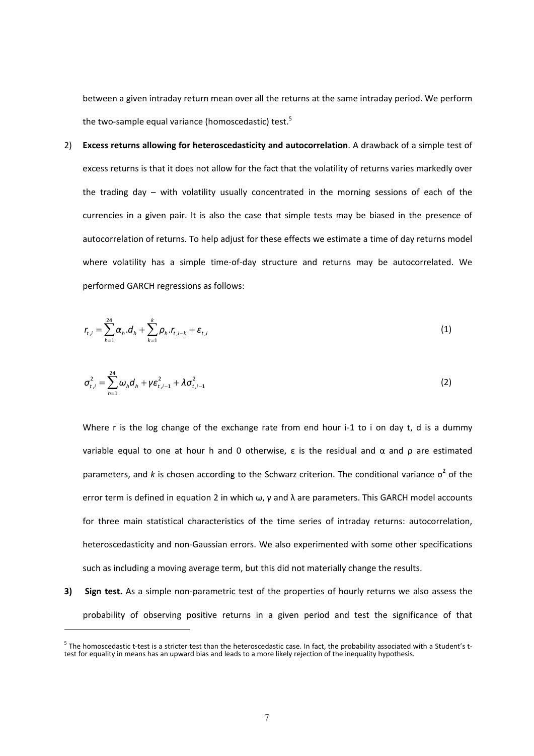between a given intraday return mean over all the returns at the same intraday period. We perform the two-sample equal variance (homoscedastic) test.[5]

2) **Excess returns allowing for heteroscedasticity and autocorrelation**. A drawback of a simple test of excess returns is that it does not allow for the fact that the volatility of returns varies markedly over the trading day – with volatility usually concentrated in the morning sessions of each of the currencies in a given pair. It is also the case that simple tests may be biased in the presence of autocorrelation of returns. To help adjust for these effects we estimate a time of day returns model where volatility has a simple time-of-day structure and returns may be autocorrelated. We performed GARCH regressions as follows:

$$r_{t,i} = \sum_{h=1}^{24} \alpha_h . d_h + \sum_{k=1}^{k} \rho_h . r_{t,i-k} + \varepsilon_{t,i} \tag{1}$$

$$\sigma_{t,i}^2 = \sum_{h=1}^{24} \omega_h d_h + \gamma \varepsilon_{t,i-1}^2 + \lambda \sigma_{t,i-1}^2 \tag{2}$$

Where r is the log change of the exchange rate from end hour i-1 to i on day t, d is a dummy variable equal to one at hour h and 0 otherwise, ε is the residual and α and ρ are estimated parameters, and *k* is chosen according to the Schwarz criterion. The conditional variance $\sigma^2$ of the error term is defined in equation 2 in which ω, γ and λ are parameters. This GARCH model accounts for three main statistical characteristics of the time series of intraday returns: autocorrelation, heteroscedasticity and non-Gaussian errors. We also experimented with some other specifications such as including a moving average term, but this did not materially change the results.

3) **Sign test.** As a simple non-parametric test of the properties of hourly returns we also assess the probability of observing positive returns in a given period and test the significance of that

[5] The homoscedastic t-test is a stricter test than the heteroscedastic case. In fact, the probability associated with a Student's t-test for equality in means has an upward bias and leads to a more likely rejection of the inequality hypothesis.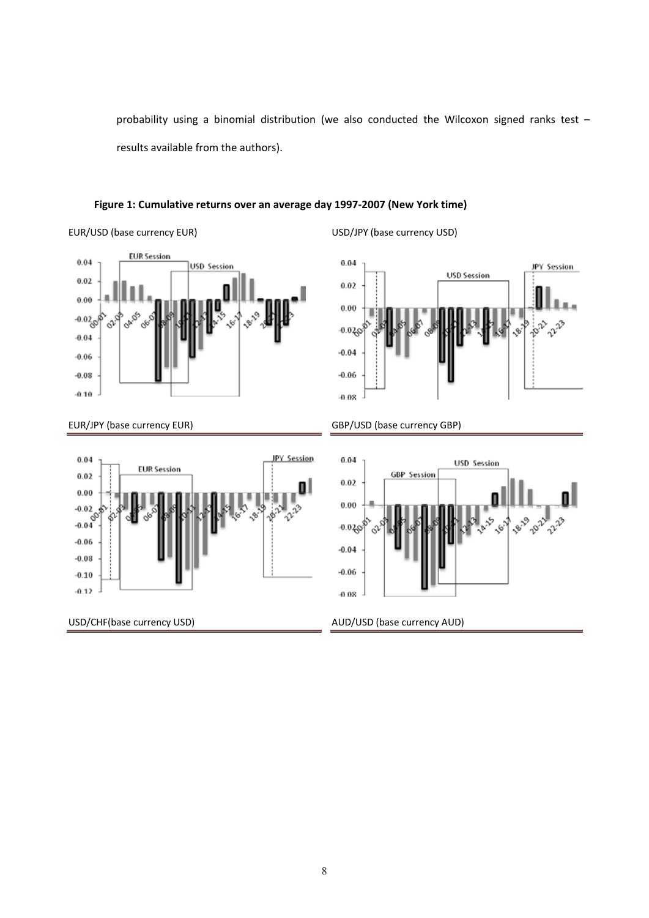probability using a binomial distribution (we also conducted the Wilcoxon signed ranks test – results available from the authors).

**Figure 1: Cumulative returns over an average day 1997-2007 (New York time)**

EUR/USD (base currency EUR)

USD/JPY (base currency USD)

EUR/JPY (base currency EUR)

GBP/USD (base currency GBP)

USD/CHF(base currency USD)

AUD/USD (base currency AUD)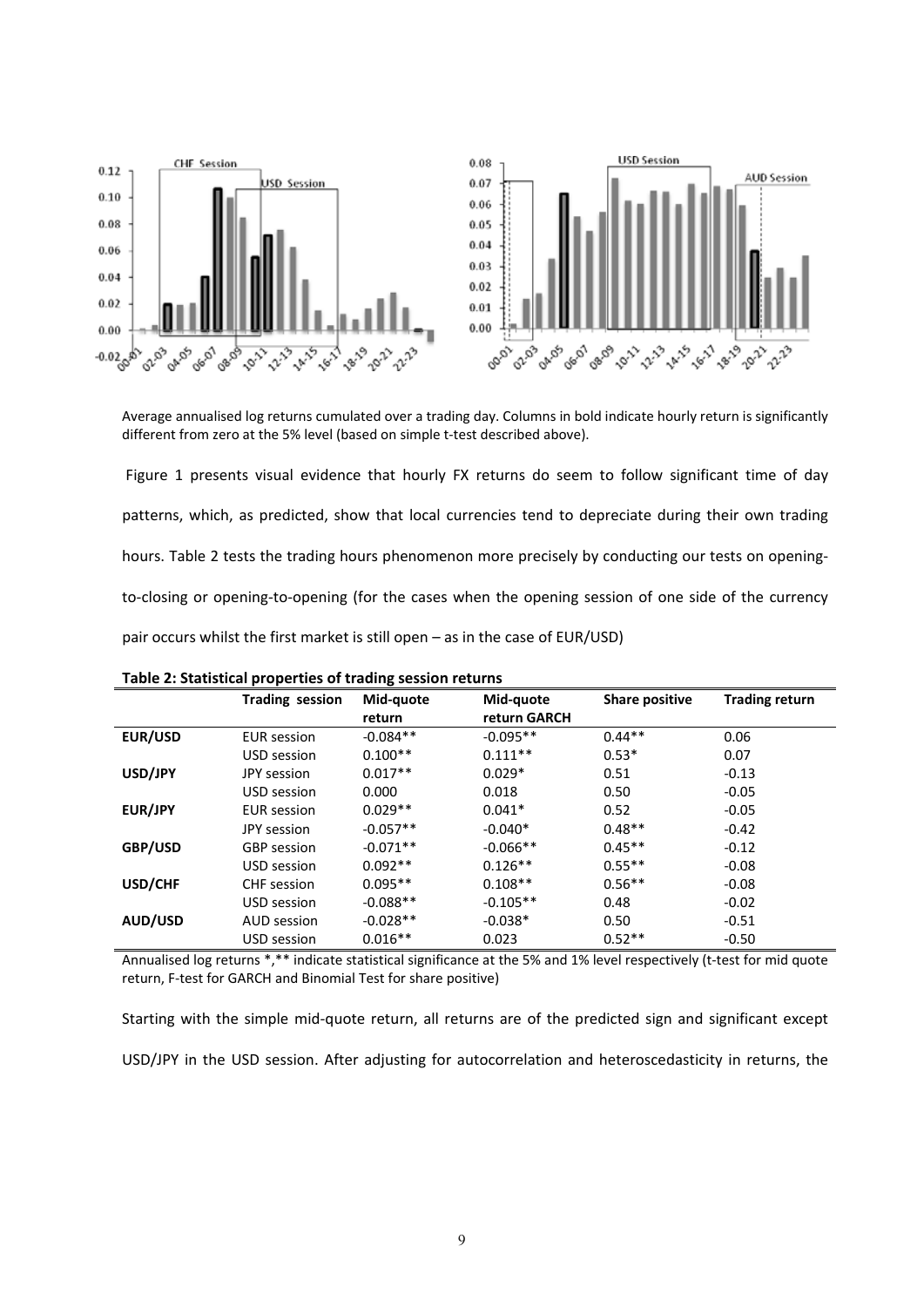Average annualised log returns cumulated over a trading day. Columns in bold indicate hourly return is significantly different from zero at the 5% level (based on simple t-test described above).

Figure 1 presents visual evidence that hourly FX returns do seem to follow significant time of day patterns, which, as predicted, show that local currencies tend to depreciate during their own trading hours. Table 2 tests the trading hours phenomenon more precisely by conducting our tests on opening-to-closing or opening-to-opening (for the cases when the opening session of one side of the currency pair occurs whilst the first market is still open – as in the case of EUR/USD)

**Table 2: Statistical properties of trading session returns**

| | Trading session | Mid-quote return | Mid-quote return GARCH | Share positive | Trading return |
|---|---|---|---|---|---|
| **EUR/USD** | EUR session | -0.084** | -0.095** | 0.44** | 0.06 |
| | USD session | 0.100** | 0.111** | 0.53* | 0.07 |
| **USD/JPY** | JPY session | 0.017** | 0.029* | 0.51 | -0.13 |
| | USD session | 0.000 | 0.018 | 0.50 | -0.05 |
| **EUR/JPY** | EUR session | 0.029** | 0.041* | 0.52 | -0.05 |
| | JPY session | -0.057** | -0.040* | 0.48** | -0.42 |
| **GBP/USD** | GBP session | -0.071** | -0.066** | 0.45** | -0.12 |
| | USD session | 0.092** | 0.126** | 0.55** | -0.08 |
| **USD/CHF** | CHF session | 0.095** | 0.108** | 0.56** | -0.08 |
| | USD session | -0.088** | -0.105** | 0.48 | -0.02 |
| **AUD/USD** | AUD session | -0.028** | -0.038* | 0.50 | -0.51 |
| | USD session | 0.016** | 0.023 | 0.52** | -0.50 |

Annualised log returns *,** indicate statistical significance at the 5% and 1% level respectively (t-test for mid quote return, F-test for GARCH and Binomial Test for share positive)

Starting with the simple mid-quote return, all returns are of the predicted sign and significant except USD/JPY in the USD session. After adjusting for autocorrelation and heteroscedasticity in returns, the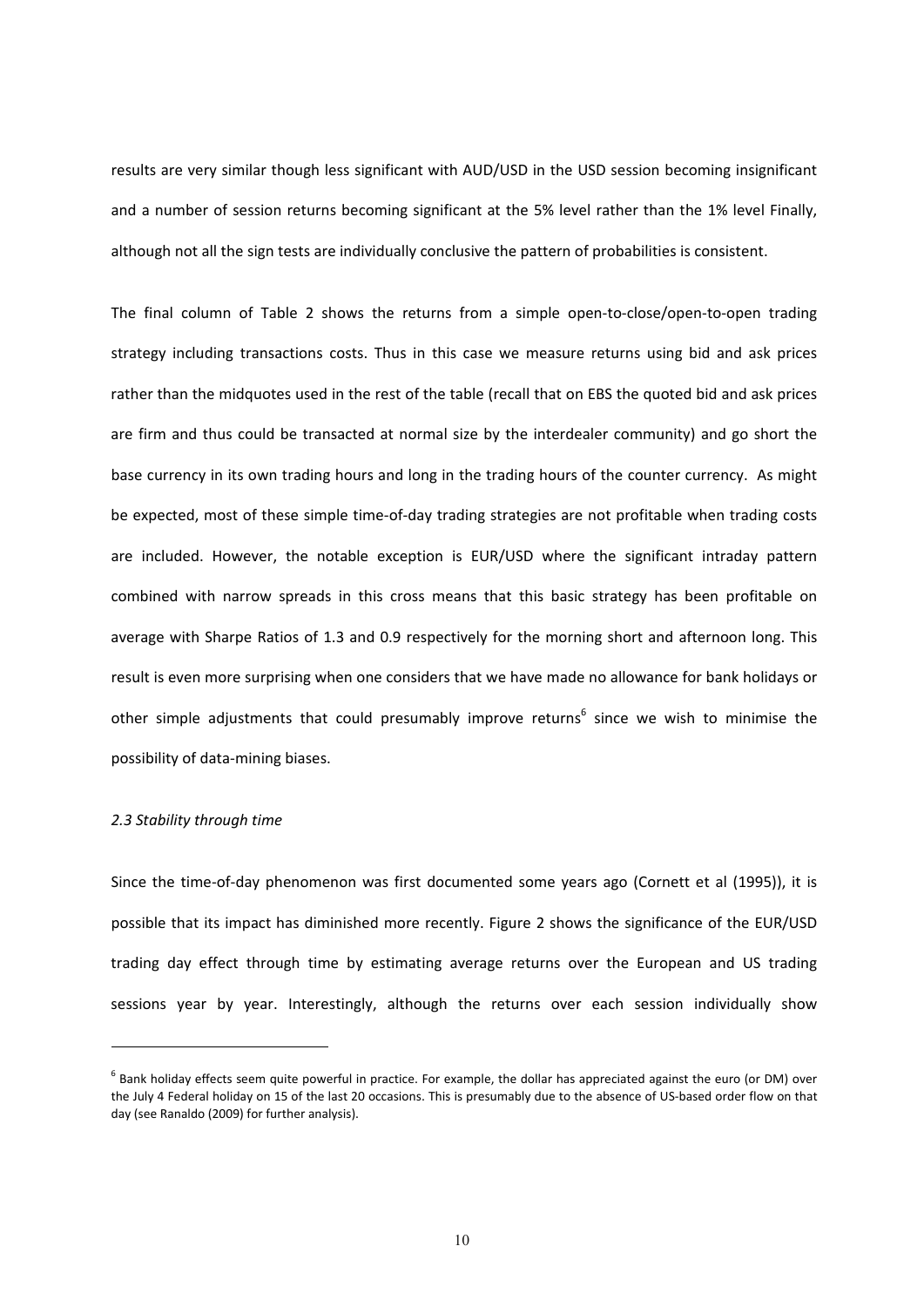results are very similar though less significant with AUD/USD in the USD session becoming insignificant and a number of session returns becoming significant at the 5% level rather than the 1% level Finally, although not all the sign tests are individually conclusive the pattern of probabilities is consistent.

The final column of Table 2 shows the returns from a simple open-to-close/open-to-open trading strategy including transactions costs. Thus in this case we measure returns using bid and ask prices rather than the midquotes used in the rest of the table (recall that on EBS the quoted bid and ask prices are firm and thus could be transacted at normal size by the interdealer community) and go short the base currency in its own trading hours and long in the trading hours of the counter currency. As might be expected, most of these simple time-of-day trading strategies are not profitable when trading costs are included. However, the notable exception is EUR/USD where the significant intraday pattern combined with narrow spreads in this cross means that this basic strategy has been profitable on average with Sharpe Ratios of 1.3 and 0.9 respectively for the morning short and afternoon long. This result is even more surprising when one considers that we have made no allowance for bank holidays or other simple adjustments that could presumably improve returns[6] since we wish to minimise the possibility of data-mining biases.

*2.3 Stability through time*

Since the time-of-day phenomenon was first documented some years ago (Cornett et al (1995)), it is possible that its impact has diminished more recently. Figure 2 shows the significance of the EUR/USD trading day effect through time by estimating average returns over the European and US trading sessions year by year. Interestingly, although the returns over each session individually show

---

[6] Bank holiday effects seem quite powerful in practice. For example, the dollar has appreciated against the euro (or DM) over the July 4 Federal holiday on 15 of the last 20 occasions. This is presumably due to the absence of US-based order flow on that day (see Ranaldo (2009) for further analysis).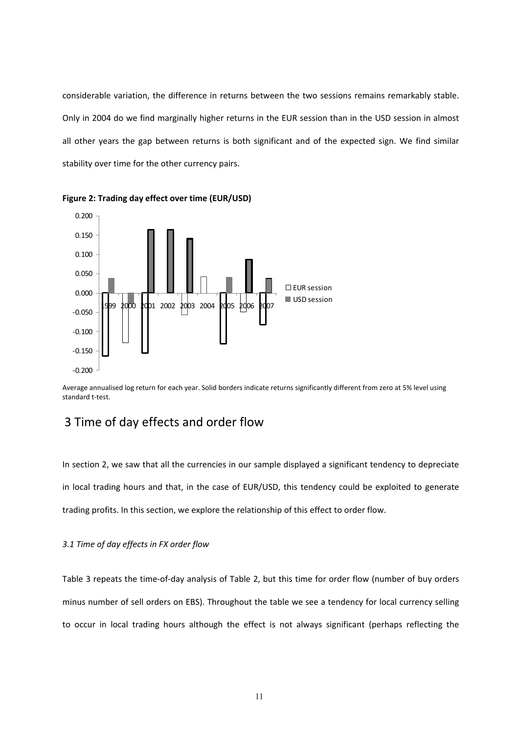considerable variation, the difference in returns between the two sessions remains remarkably stable. Only in 2004 do we find marginally higher returns in the EUR session than in the USD session in almost all other years the gap between returns is both significant and of the expected sign. We find similar stability over time for the other currency pairs.

**Figure 2: Trading day effect over time (EUR/USD)**

Average annualised log return for each year. Solid borders indicate returns significantly different from zero at 5% level using standard t-test.

## 3 Time of day effects and order flow

In section 2, we saw that all the currencies in our sample displayed a significant tendency to depreciate in local trading hours and that, in the case of EUR/USD, this tendency could be exploited to generate trading profits. In this section, we explore the relationship of this effect to order flow.

### *3.1 Time of day effects in FX order flow*

Table 3 repeats the time-of-day analysis of Table 2, but this time for order flow (number of buy orders minus number of sell orders on EBS). Throughout the table we see a tendency for local currency selling to occur in local trading hours although the effect is not always significant (perhaps reflecting the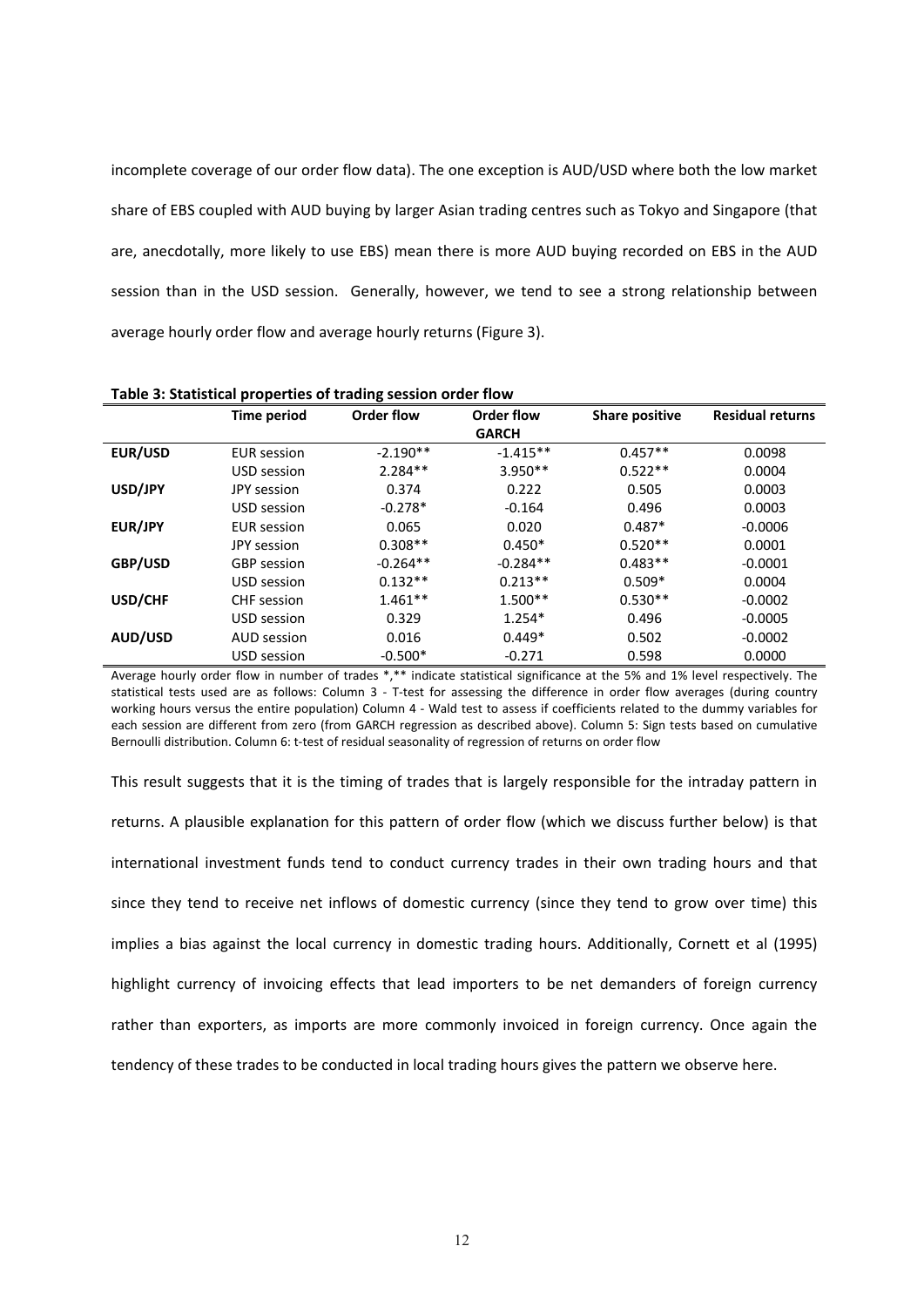incomplete coverage of our order flow data). The one exception is AUD/USD where both the low market share of EBS coupled with AUD buying by larger Asian trading centres such as Tokyo and Singapore (that are, anecdotally, more likely to use EBS) mean there is more AUD buying recorded on EBS in the AUD session than in the USD session. Generally, however, we tend to see a strong relationship between average hourly order flow and average hourly returns (Figure 3).

**Table 3: Statistical properties of trading session order flow**

| | Time period | Order flow | Order flow GARCH | Share positive | Residual returns |
|---|---|---|---|---|---|
| **EUR/USD** | EUR session | -2.190** | -1.415** | 0.457** | 0.0098 |
| | USD session | 2.284** | 3.950** | 0.522** | 0.0004 |
| **USD/JPY** | JPY session | 0.374 | 0.222 | 0.505 | 0.0003 |
| | USD session | -0.278* | -0.164 | 0.496 | 0.0003 |
| **EUR/JPY** | EUR session | 0.065 | 0.020 | 0.487* | -0.0006 |
| | JPY session | 0.308** | 0.450* | 0.520** | 0.0001 |
| **GBP/USD** | GBP session | -0.264** | -0.284** | 0.483** | -0.0001 |
| | USD session | 0.132** | 0.213** | 0.509* | 0.0004 |
| **USD/CHF** | CHF session | 1.461** | 1.500** | 0.530** | -0.0002 |
| | USD session | 0.329 | 1.254* | 0.496 | -0.0005 |
| **AUD/USD** | AUD session | 0.016 | 0.449* | 0.502 | -0.0002 |
| | USD session | -0.500* | -0.271 | 0.598 | 0.0000 |

Average hourly order flow in number of trades *,** indicate statistical significance at the 5% and 1% level respectively. The statistical tests used are as follows: Column 3 - T-test for assessing the difference in order flow averages (during country working hours versus the entire population) Column 4 - Wald test to assess if coefficients related to the dummy variables for each session are different from zero (from GARCH regression as described above). Column 5: Sign tests based on cumulative Bernoulli distribution. Column 6: t-test of residual seasonality of regression of returns on order flow

This result suggests that it is the timing of trades that is largely responsible for the intraday pattern in returns. A plausible explanation for this pattern of order flow (which we discuss further below) is that international investment funds tend to conduct currency trades in their own trading hours and that since they tend to receive net inflows of domestic currency (since they tend to grow over time) this implies a bias against the local currency in domestic trading hours. Additionally, Cornett et al (1995) highlight currency of invoicing effects that lead importers to be net demanders of foreign currency rather than exporters, as imports are more commonly invoiced in foreign currency. Once again the tendency of these trades to be conducted in local trading hours gives the pattern we observe here.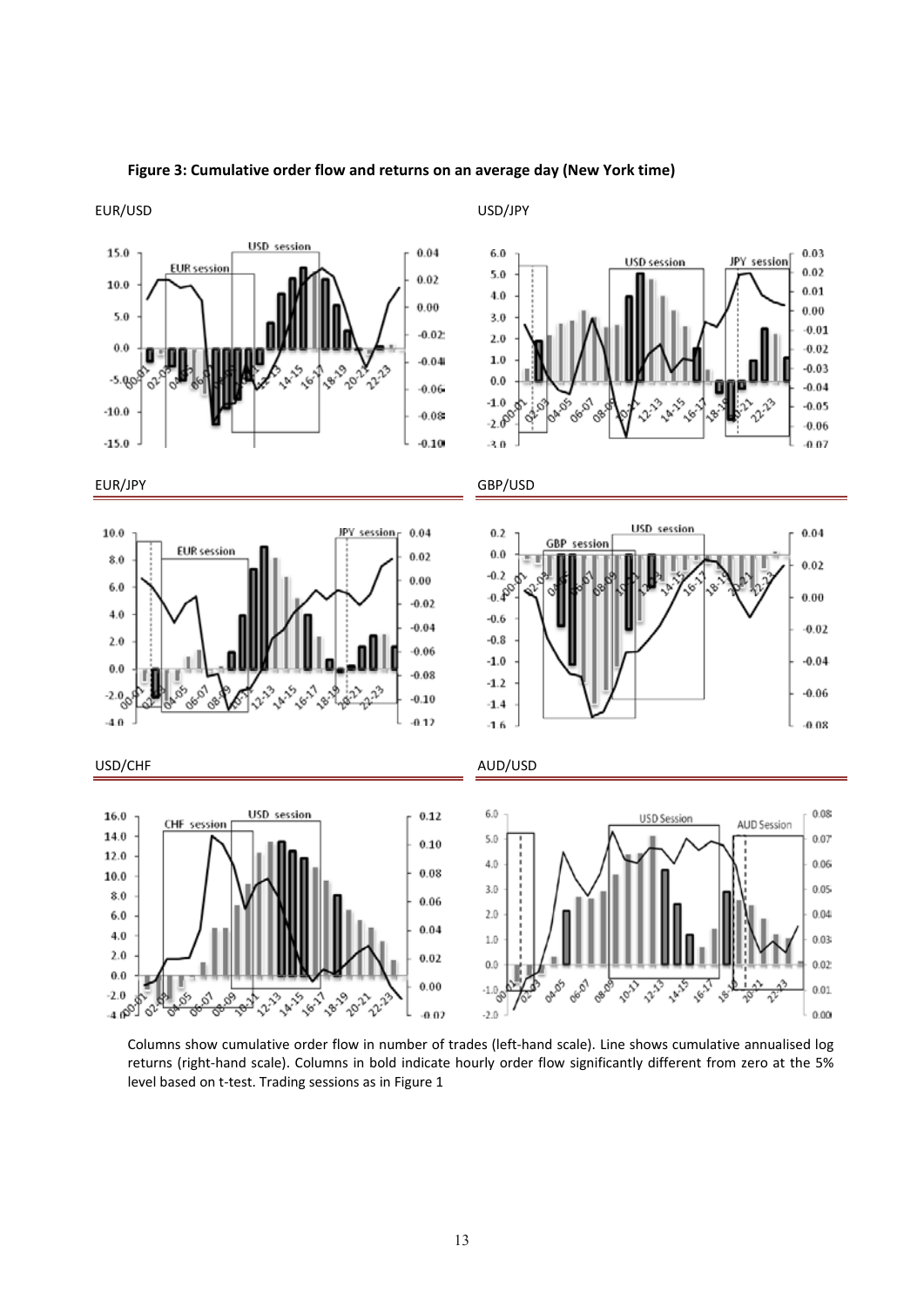**Figure 3: Cumulative order flow and returns on an average day (New York time)**

EUR/USD

USD/JPY

EUR/JPY

GBP/USD

USD/CHF

AUD/USD

Columns show cumulative order flow in number of trades (left-hand scale). Line shows cumulative annualised log returns (right-hand scale). Columns in bold indicate hourly order flow significantly different from zero at the 5% level based on t-test. Trading sessions as in Figure 1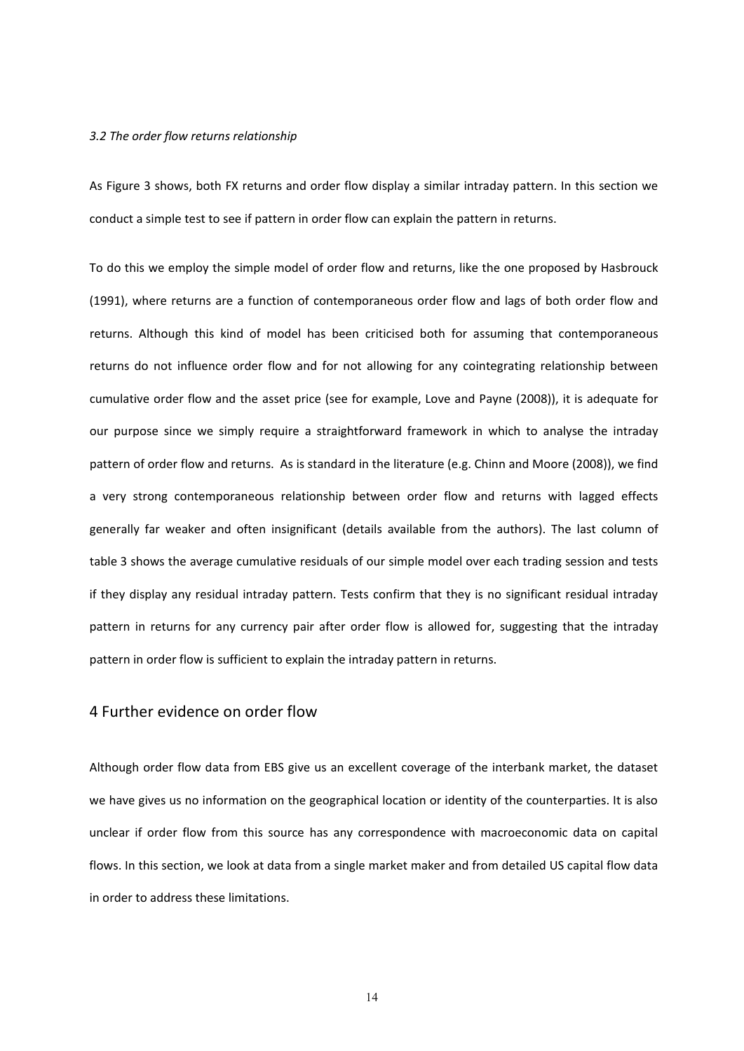*3.2 The order flow returns relationship*

As Figure 3 shows, both FX returns and order flow display a similar intraday pattern. In this section we conduct a simple test to see if pattern in order flow can explain the pattern in returns.

To do this we employ the simple model of order flow and returns, like the one proposed by Hasbrouck (1991), where returns are a function of contemporaneous order flow and lags of both order flow and returns. Although this kind of model has been criticised both for assuming that contemporaneous returns do not influence order flow and for not allowing for any cointegrating relationship between cumulative order flow and the asset price (see for example, Love and Payne (2008)), it is adequate for our purpose since we simply require a straightforward framework in which to analyse the intraday pattern of order flow and returns. As is standard in the literature (e.g. Chinn and Moore (2008)), we find a very strong contemporaneous relationship between order flow and returns with lagged effects generally far weaker and often insignificant (details available from the authors). The last column of table 3 shows the average cumulative residuals of our simple model over each trading session and tests if they display any residual intraday pattern. Tests confirm that they is no significant residual intraday pattern in returns for any currency pair after order flow is allowed for, suggesting that the intraday pattern in order flow is sufficient to explain the intraday pattern in returns.

## 4 Further evidence on order flow

Although order flow data from EBS give us an excellent coverage of the interbank market, the dataset we have gives us no information on the geographical location or identity of the counterparties. It is also unclear if order flow from this source has any correspondence with macroeconomic data on capital flows. In this section, we look at data from a single market maker and from detailed US capital flow data in order to address these limitations.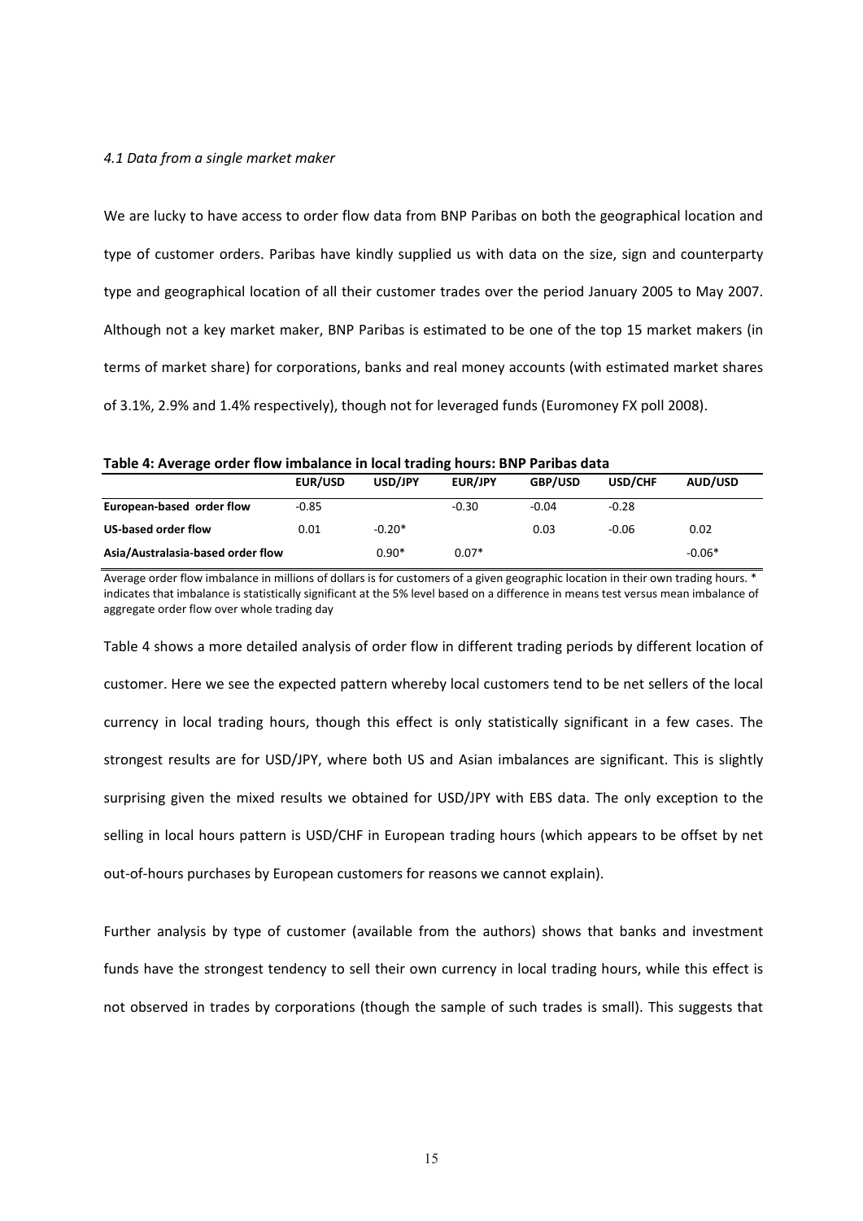*4.1 Data from a single market maker*

We are lucky to have access to order flow data from BNP Paribas on both the geographical location and type of customer orders. Paribas have kindly supplied us with data on the size, sign and counterparty type and geographical location of all their customer trades over the period January 2005 to May 2007. Although not a key market maker, BNP Paribas is estimated to be one of the top 15 market makers (in terms of market share) for corporations, banks and real money accounts (with estimated market shares of 3.1%, 2.9% and 1.4% respectively), though not for leveraged funds (Euromoney FX poll 2008).

**Table 4: Average order flow imbalance in local trading hours: BNP Paribas data**

| | EUR/USD | USD/JPY | EUR/JPY | GBP/USD | USD/CHF | AUD/USD |
|---|---|---|---|---|---|---|
| **European-based order flow** | -0.85 | | -0.30 | -0.04 | -0.28 | |
| **US-based order flow** | 0.01 | -0.20* | | 0.03 | -0.06 | 0.02 |
| **Asia/Australasia-based order flow** | | 0.90* | 0.07* | | | -0.06* |

Average order flow imbalance in millions of dollars is for customers of a given geographic location in their own trading hours. * indicates that imbalance is statistically significant at the 5% level based on a difference in means test versus mean imbalance of aggregate order flow over whole trading day

Table 4 shows a more detailed analysis of order flow in different trading periods by different location of customer. Here we see the expected pattern whereby local customers tend to be net sellers of the local currency in local trading hours, though this effect is only statistically significant in a few cases. The strongest results are for USD/JPY, where both US and Asian imbalances are significant. This is slightly surprising given the mixed results we obtained for USD/JPY with EBS data. The only exception to the selling in local hours pattern is USD/CHF in European trading hours (which appears to be offset by net out-of-hours purchases by European customers for reasons we cannot explain).

Further analysis by type of customer (available from the authors) shows that banks and investment funds have the strongest tendency to sell their own currency in local trading hours, while this effect is not observed in trades by corporations (though the sample of such trades is small). This suggests that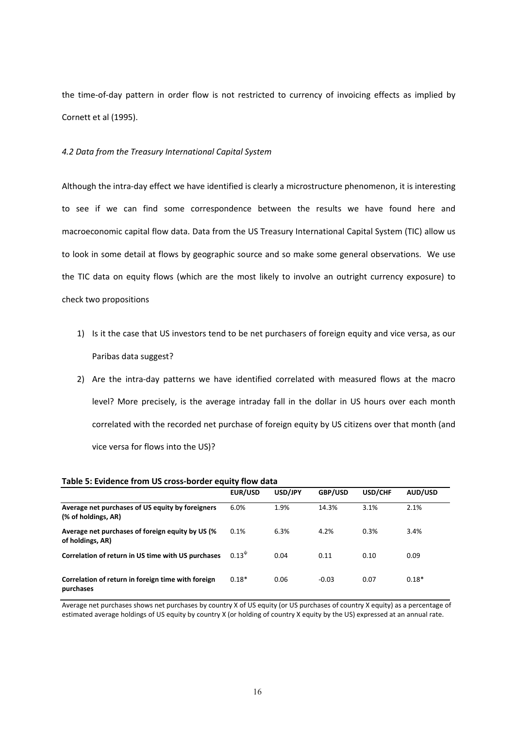the time-of-day pattern in order flow is not restricted to currency of invoicing effects as implied by Cornett et al (1995).

#### *4.2 Data from the Treasury International Capital System*

Although the intra-day effect we have identified is clearly a microstructure phenomenon, it is interesting to see if we can find some correspondence between the results we have found here and macroeconomic capital flow data. Data from the US Treasury International Capital System (TIC) allow us to look in some detail at flows by geographic source and so make some general observations. We use the TIC data on equity flows (which are the most likely to involve an outright currency exposure) to check two propositions

1) Is it the case that US investors tend to be net purchasers of foreign equity and vice versa, as our Paribas data suggest?
2) Are the intra-day patterns we have identified correlated with measured flows at the macro level? More precisely, is the average intraday fall in the dollar in US hours over each month correlated with the recorded net purchase of foreign equity by US citizens over that month (and vice versa for flows into the US)?

**Table 5: Evidence from US cross-border equity flow data**

| | EUR/USD | USD/JPY | GBP/USD | USD/CHF | AUD/USD |
|---|---|---|---|---|---|
| **Average net purchases of US equity by foreigners (% of holdings, AR)** | 6.0% | 1.9% | 14.3% | 3.1% | 2.1% |
| **Average net purchases of foreign equity by US (% of holdings, AR)** | 0.1% | 6.3% | 4.2% | 0.3% | 3.4% |
| **Correlation of return in US time with US purchases** | $0.13^{\psi}$ | 0.04 | 0.11 | 0.10 | 0.09 |
| **Correlation of return in foreign time with foreign purchases** | 0.18* | 0.06 | -0.03 | 0.07 | 0.18* |

Average net purchases shows net purchases by country X of US equity (or US purchases of country X equity) as a percentage of estimated average holdings of US equity by country X (or holding of country X equity by the US) expressed at an annual rate.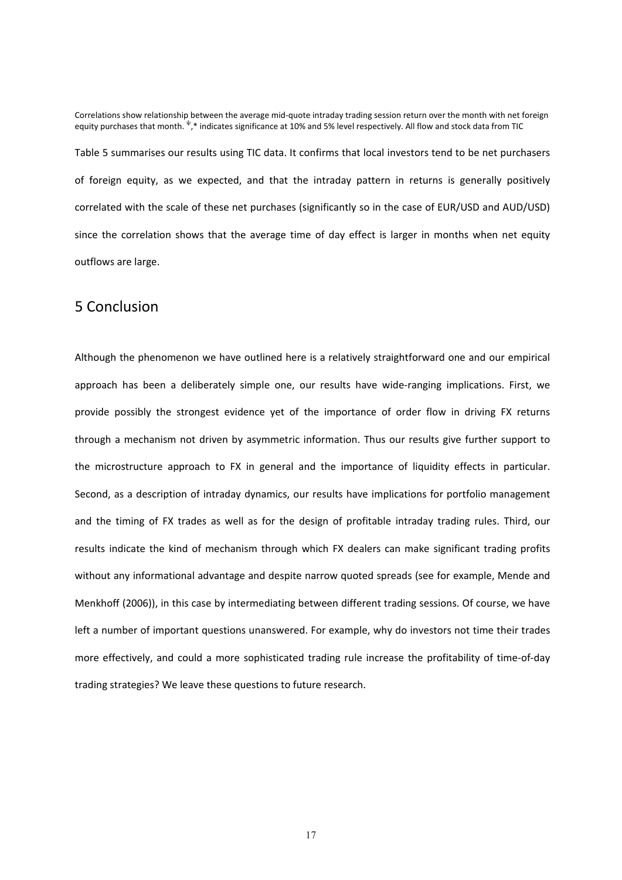Correlations show relationship between the average mid-quote intraday trading session return over the month with net foreign equity purchases that month. $^{\psi}$,* indicates significance at 10% and 5% level respectively. All flow and stock data from TIC

Table 5 summarises our results using TIC data. It confirms that local investors tend to be net purchasers of foreign equity, as we expected, and that the intraday pattern in returns is generally positively correlated with the scale of these net purchases (significantly so in the case of EUR/USD and AUD/USD) since the correlation shows that the average time of day effect is larger in months when net equity outflows are large.

## 5 Conclusion

Although the phenomenon we have outlined here is a relatively straightforward one and our empirical approach has been a deliberately simple one, our results have wide-ranging implications. First, we provide possibly the strongest evidence yet of the importance of order flow in driving FX returns through a mechanism not driven by asymmetric information. Thus our results give further support to the microstructure approach to FX in general and the importance of liquidity effects in particular. Second, as a description of intraday dynamics, our results have implications for portfolio management and the timing of FX trades as well as for the design of profitable intraday trading rules. Third, our results indicate the kind of mechanism through which FX dealers can make significant trading profits without any informational advantage and despite narrow quoted spreads (see for example, Mende and Menkhoff (2006)), in this case by intermediating between different trading sessions. Of course, we have left a number of important questions unanswered. For example, why do investors not time their trades more effectively, and could a more sophisticated trading rule increase the profitability of time-of-day trading strategies? We leave these questions to future research.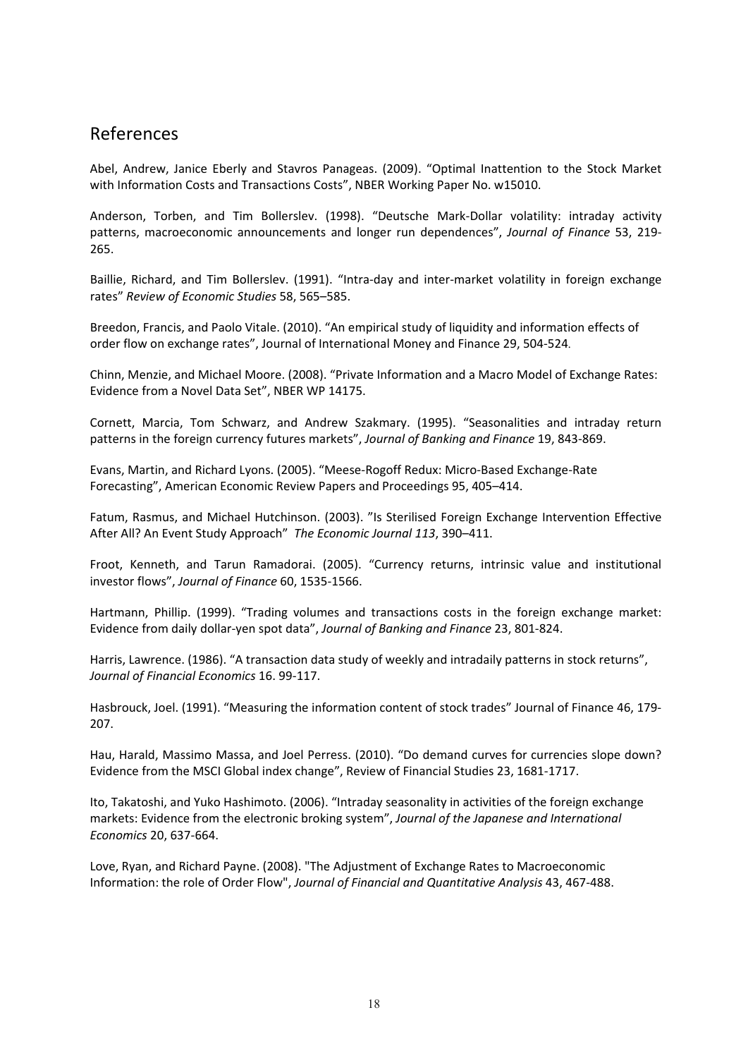## References

Abel, Andrew, Janice Eberly and Stavros Panageas. (2009). "Optimal Inattention to the Stock Market with Information Costs and Transactions Costs", NBER Working Paper No. w15010.

Anderson, Torben, and Tim Bollerslev. (1998). "Deutsche Mark-Dollar volatility: intraday activity patterns, macroeconomic announcements and longer run dependences", *Journal of Finance* 53, 219-265.

Baillie, Richard, and Tim Bollerslev. (1991). "Intra-day and inter-market volatility in foreign exchange rates" *Review of Economic Studies* 58, 565–585.

Breedon, Francis, and Paolo Vitale. (2010). "An empirical study of liquidity and information effects of order flow on exchange rates", Journal of International Money and Finance 29, 504-524.

Chinn, Menzie, and Michael Moore. (2008). "Private Information and a Macro Model of Exchange Rates: Evidence from a Novel Data Set", NBER WP 14175.

Cornett, Marcia, Tom Schwarz, and Andrew Szakmary. (1995). "Seasonalities and intraday return patterns in the foreign currency futures markets", *Journal of Banking and Finance* 19, 843-869.

Evans, Martin, and Richard Lyons. (2005). "Meese-Rogoff Redux: Micro-Based Exchange-Rate Forecasting", American Economic Review Papers and Proceedings 95, 405–414.

Fatum, Rasmus, and Michael Hutchinson. (2003). "Is Sterilised Foreign Exchange Intervention Effective After All? An Event Study Approach" *The Economic Journal 113*, 390–411.

Froot, Kenneth, and Tarun Ramadorai. (2005). "Currency returns, intrinsic value and institutional investor flows", *Journal of Finance* 60, 1535-1566.

Hartmann, Phillip. (1999). "Trading volumes and transactions costs in the foreign exchange market: Evidence from daily dollar-yen spot data", *Journal of Banking and Finance* 23, 801-824.

Harris, Lawrence. (1986). "A transaction data study of weekly and intradaily patterns in stock returns", *Journal of Financial Economics* 16. 99-117.

Hasbrouck, Joel. (1991). "Measuring the information content of stock trades" Journal of Finance 46, 179-207.

Hau, Harald, Massimo Massa, and Joel Perress. (2010). "Do demand curves for currencies slope down? Evidence from the MSCI Global index change", Review of Financial Studies 23, 1681-1717.

Ito, Takatoshi, and Yuko Hashimoto. (2006). "Intraday seasonality in activities of the foreign exchange markets: Evidence from the electronic broking system", *Journal of the Japanese and International Economics* 20, 637-664.

Love, Ryan, and Richard Payne. (2008). "The Adjustment of Exchange Rates to Macroeconomic Information: the role of Order Flow", *Journal of Financial and Quantitative Analysis* 43, 467-488.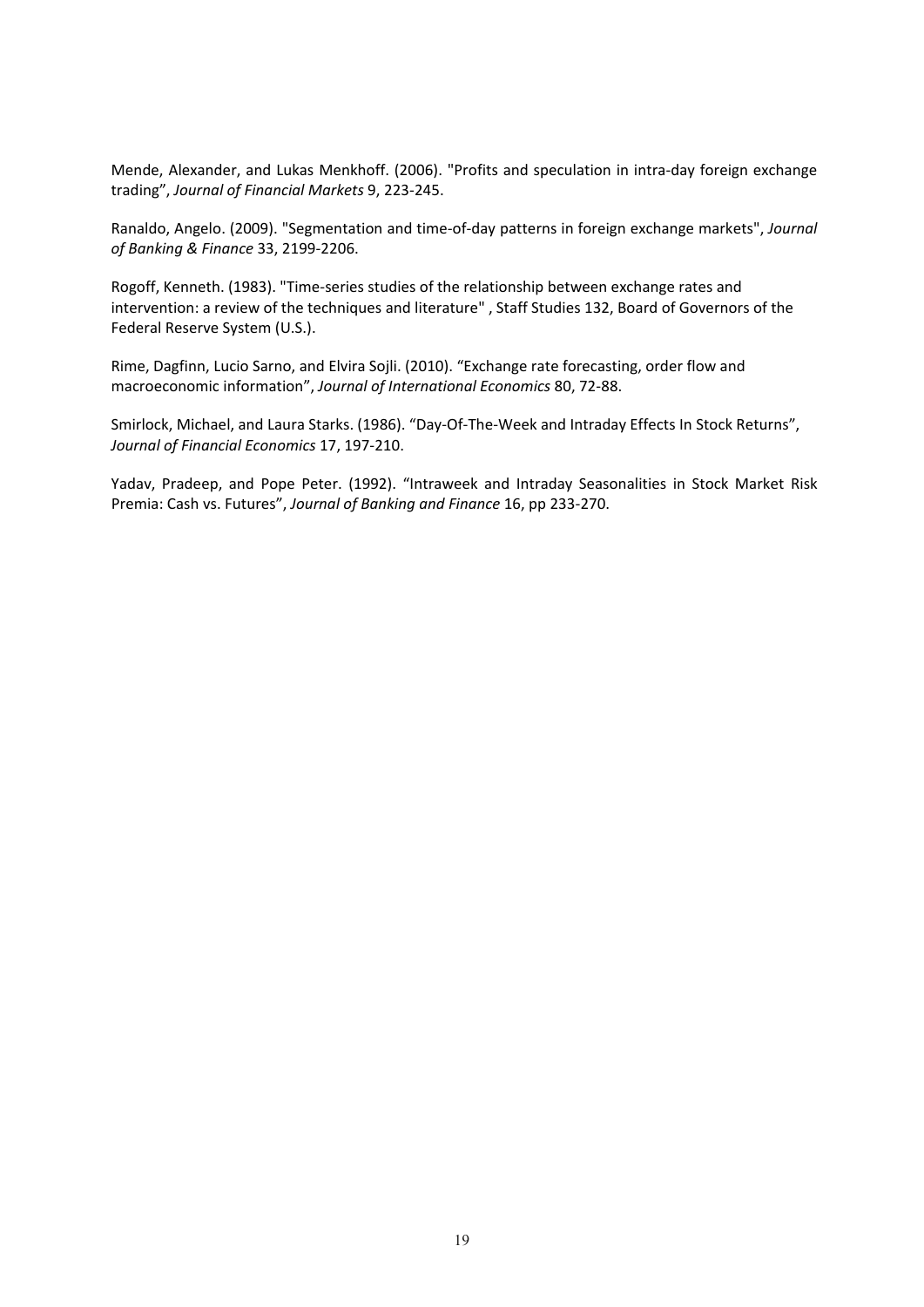Mende, Alexander, and Lukas Menkhoff. (2006). "Profits and speculation in intra-day foreign exchange trading", *Journal of Financial Markets* 9, 223-245.

Ranaldo, Angelo. (2009). "Segmentation and time-of-day patterns in foreign exchange markets", *Journal of Banking & Finance* 33, 2199-2206.

Rogoff, Kenneth. (1983). "Time-series studies of the relationship between exchange rates and intervention: a review of the techniques and literature" , Staff Studies 132, Board of Governors of the Federal Reserve System (U.S.).

Rime, Dagfinn, Lucio Sarno, and Elvira Sojli. (2010). "Exchange rate forecasting, order flow and macroeconomic information", *Journal of International Economics* 80, 72-88.

Smirlock, Michael, and Laura Starks. (1986). "Day-Of-The-Week and Intraday Effects In Stock Returns", *Journal of Financial Economics* 17, 197-210.

Yadav, Pradeep, and Pope Peter. (1992). "Intraweek and Intraday Seasonalities in Stock Market Risk Premia: Cash vs. Futures", *Journal of Banking and Finance* 16, pp 233-270.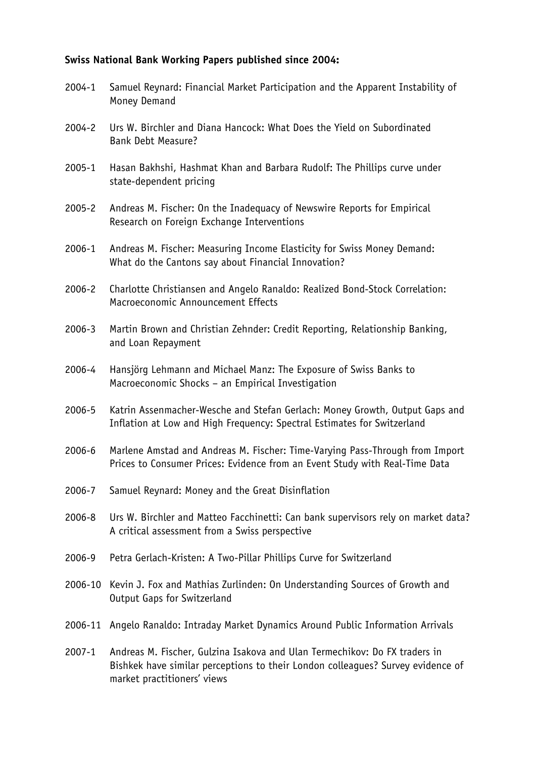**Swiss National Bank Working Papers published since 2004:**

2004-1 Samuel Reynard: Financial Market Participation and the Apparent Instability of Money Demand

2004-2 Urs W. Birchler and Diana Hancock: What Does the Yield on Subordinated Bank Debt Measure?

2005-1 Hasan Bakhshi, Hashmat Khan and Barbara Rudolf: The Phillips curve under state-dependent pricing

2005-2 Andreas M. Fischer: On the Inadequacy of Newswire Reports for Empirical Research on Foreign Exchange Interventions

2006-1 Andreas M. Fischer: Measuring Income Elasticity for Swiss Money Demand: What do the Cantons say about Financial Innovation?

2006-2 Charlotte Christiansen and Angelo Ranaldo: Realized Bond-Stock Correlation: Macroeconomic Announcement Effects

2006-3 Martin Brown and Christian Zehnder: Credit Reporting, Relationship Banking, and Loan Repayment

2006-4 Hansjörg Lehmann and Michael Manz: The Exposure of Swiss Banks to Macroeconomic Shocks – an Empirical Investigation

2006-5 Katrin Assenmacher-Wesche and Stefan Gerlach: Money Growth, Output Gaps and Inflation at Low and High Frequency: Spectral Estimates for Switzerland

2006-6 Marlene Amstad and Andreas M. Fischer: Time-Varying Pass-Through from Import Prices to Consumer Prices: Evidence from an Event Study with Real-Time Data

2006-7 Samuel Reynard: Money and the Great Disinflation

2006-8 Urs W. Birchler and Matteo Facchinetti: Can bank supervisors rely on market data? A critical assessment from a Swiss perspective

2006-9 Petra Gerlach-Kristen: A Two-Pillar Phillips Curve for Switzerland

2006-10 Kevin J. Fox and Mathias Zurlinden: On Understanding Sources of Growth and Output Gaps for Switzerland

2006-11 Angelo Ranaldo: Intraday Market Dynamics Around Public Information Arrivals

2007-1 Andreas M. Fischer, Gulzina Isakova and Ulan Termechikov: Do FX traders in Bishkek have similar perceptions to their London colleagues? Survey evidence of market practitioners' views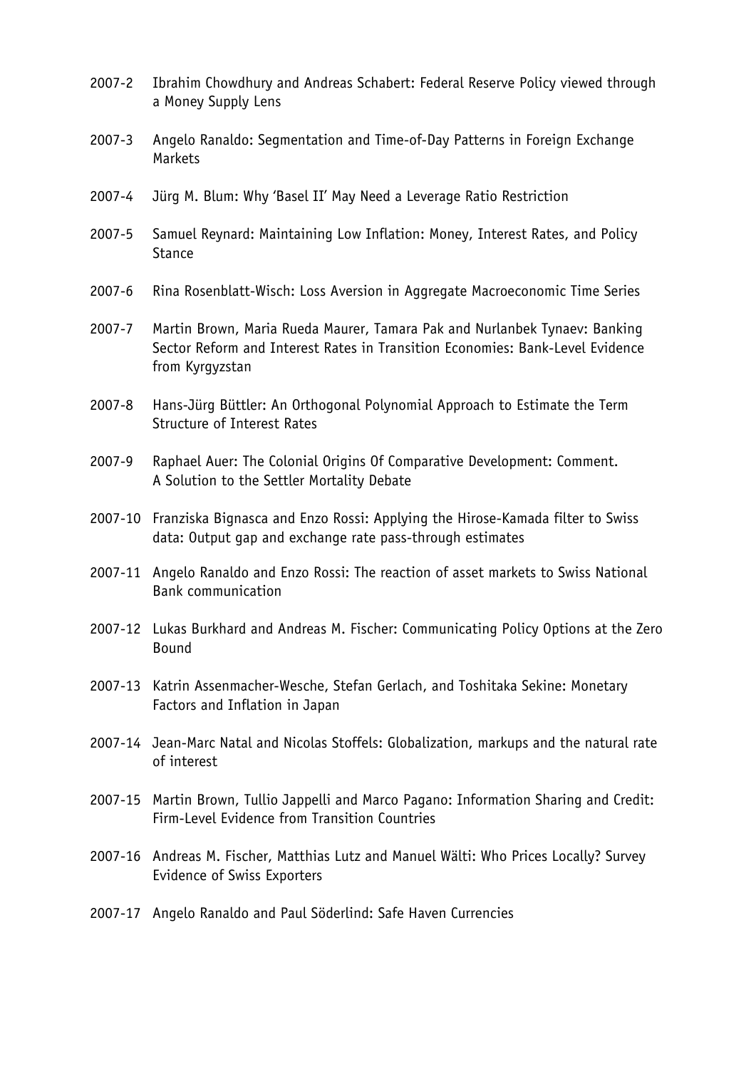2007-2 Ibrahim Chowdhury and Andreas Schabert: Federal Reserve Policy viewed through a Money Supply Lens

2007-3 Angelo Ranaldo: Segmentation and Time-of-Day Patterns in Foreign Exchange Markets

2007-4 Jürg M. Blum: Why 'Basel II' May Need a Leverage Ratio Restriction

2007-5 Samuel Reynard: Maintaining Low Inflation: Money, Interest Rates, and Policy Stance

2007-6 Rina Rosenblatt-Wisch: Loss Aversion in Aggregate Macroeconomic Time Series

2007-7 Martin Brown, Maria Rueda Maurer, Tamara Pak and Nurlanbek Tynaev: Banking Sector Reform and Interest Rates in Transition Economies: Bank-Level Evidence from Kyrgyzstan

2007-8 Hans-Jürg Büttler: An Orthogonal Polynomial Approach to Estimate the Term Structure of Interest Rates

2007-9 Raphael Auer: The Colonial Origins Of Comparative Development: Comment. A Solution to the Settler Mortality Debate

2007-10 Franziska Bignasca and Enzo Rossi: Applying the Hirose-Kamada filter to Swiss data: Output gap and exchange rate pass-through estimates

2007-11 Angelo Ranaldo and Enzo Rossi: The reaction of asset markets to Swiss National Bank communication

2007-12 Lukas Burkhard and Andreas M. Fischer: Communicating Policy Options at the Zero Bound

2007-13 Katrin Assenmacher-Wesche, Stefan Gerlach, and Toshitaka Sekine: Monetary Factors and Inflation in Japan

2007-14 Jean-Marc Natal and Nicolas Stoffels: Globalization, markups and the natural rate of interest

2007-15 Martin Brown, Tullio Jappelli and Marco Pagano: Information Sharing and Credit: Firm-Level Evidence from Transition Countries

2007-16 Andreas M. Fischer, Matthias Lutz and Manuel Wälti: Who Prices Locally? Survey Evidence of Swiss Exporters

2007-17 Angelo Ranaldo and Paul Söderlind: Safe Haven Currencies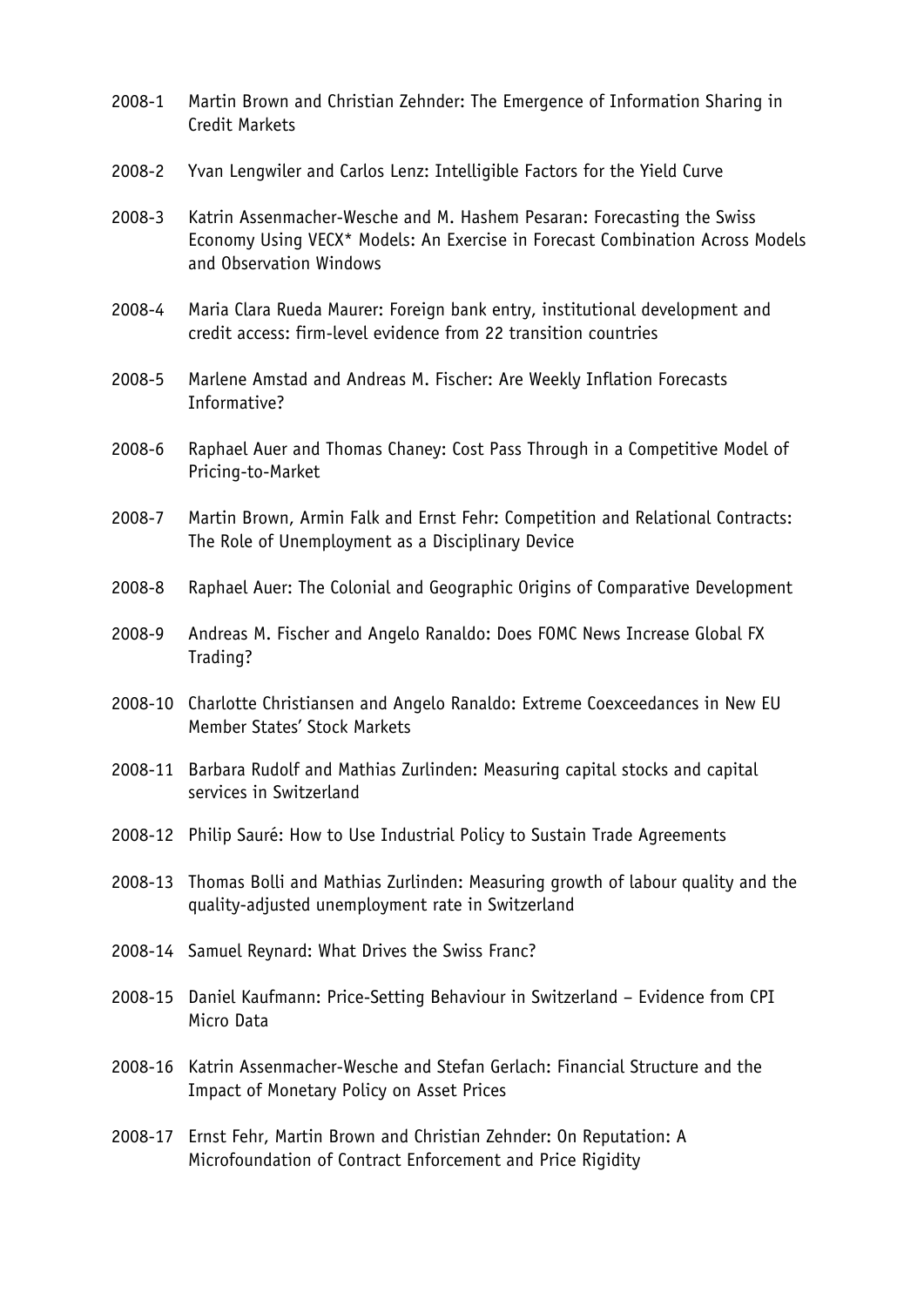2008-1 Martin Brown and Christian Zehnder: The Emergence of Information Sharing in Credit Markets

2008-2 Yvan Lengwiler and Carlos Lenz: Intelligible Factors for the Yield Curve

2008-3 Katrin Assenmacher-Wesche and M. Hashem Pesaran: Forecasting the Swiss Economy Using VECX* Models: An Exercise in Forecast Combination Across Models and Observation Windows

2008-4 Maria Clara Rueda Maurer: Foreign bank entry, institutional development and credit access: firm-level evidence from 22 transition countries

2008-5 Marlene Amstad and Andreas M. Fischer: Are Weekly Inflation Forecasts Informative?

2008-6 Raphael Auer and Thomas Chaney: Cost Pass Through in a Competitive Model of Pricing-to-Market

2008-7 Martin Brown, Armin Falk and Ernst Fehr: Competition and Relational Contracts: The Role of Unemployment as a Disciplinary Device

2008-8 Raphael Auer: The Colonial and Geographic Origins of Comparative Development

2008-9 Andreas M. Fischer and Angelo Ranaldo: Does FOMC News Increase Global FX Trading?

2008-10 Charlotte Christiansen and Angelo Ranaldo: Extreme Coexceedances in New EU Member States' Stock Markets

2008-11 Barbara Rudolf and Mathias Zurlinden: Measuring capital stocks and capital services in Switzerland

2008-12 Philip Sauré: How to Use Industrial Policy to Sustain Trade Agreements

2008-13 Thomas Bolli and Mathias Zurlinden: Measuring growth of labour quality and the quality-adjusted unemployment rate in Switzerland

2008-14 Samuel Reynard: What Drives the Swiss Franc?

2008-15 Daniel Kaufmann: Price-Setting Behaviour in Switzerland – Evidence from CPI Micro Data

2008-16 Katrin Assenmacher-Wesche and Stefan Gerlach: Financial Structure and the Impact of Monetary Policy on Asset Prices

2008-17 Ernst Fehr, Martin Brown and Christian Zehnder: On Reputation: A Microfoundation of Contract Enforcement and Price Rigidity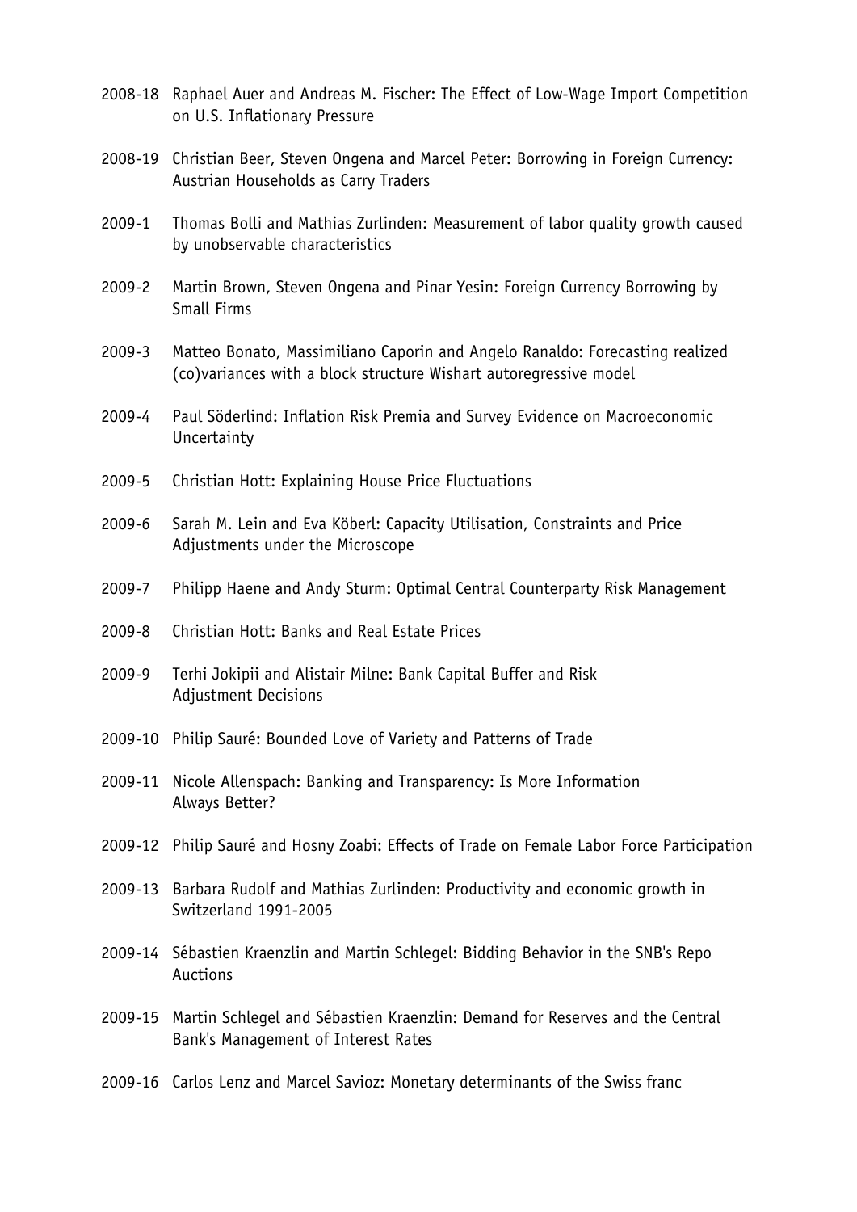2008-18 Raphael Auer and Andreas M. Fischer: The Effect of Low-Wage Import Competition on U.S. Inflationary Pressure

2008-19 Christian Beer, Steven Ongena and Marcel Peter: Borrowing in Foreign Currency: Austrian Households as Carry Traders

2009-1 Thomas Bolli and Mathias Zurlinden: Measurement of labor quality growth caused by unobservable characteristics

2009-2 Martin Brown, Steven Ongena and Pinar Yesin: Foreign Currency Borrowing by Small Firms

2009-3 Matteo Bonato, Massimiliano Caporin and Angelo Ranaldo: Forecasting realized (co)variances with a block structure Wishart autoregressive model

2009-4 Paul Söderlind: Inflation Risk Premia and Survey Evidence on Macroeconomic Uncertainty

2009-5 Christian Hott: Explaining House Price Fluctuations

2009-6 Sarah M. Lein and Eva Köberl: Capacity Utilisation, Constraints and Price Adjustments under the Microscope

2009-7 Philipp Haene and Andy Sturm: Optimal Central Counterparty Risk Management

2009-8 Christian Hott: Banks and Real Estate Prices

2009-9 Terhi Jokipii and Alistair Milne: Bank Capital Buffer and Risk Adjustment Decisions

2009-10 Philip Sauré: Bounded Love of Variety and Patterns of Trade

2009-11 Nicole Allenspach: Banking and Transparency: Is More Information Always Better?

2009-12 Philip Sauré and Hosny Zoabi: Effects of Trade on Female Labor Force Participation

2009-13 Barbara Rudolf and Mathias Zurlinden: Productivity and economic growth in Switzerland 1991-2005

2009-14 Sébastien Kraenzlin and Martin Schlegel: Bidding Behavior in the SNB's Repo Auctions

2009-15 Martin Schlegel and Sébastien Kraenzlin: Demand for Reserves and the Central Bank's Management of Interest Rates

2009-16 Carlos Lenz and Marcel Savioz: Monetary determinants of the Swiss franc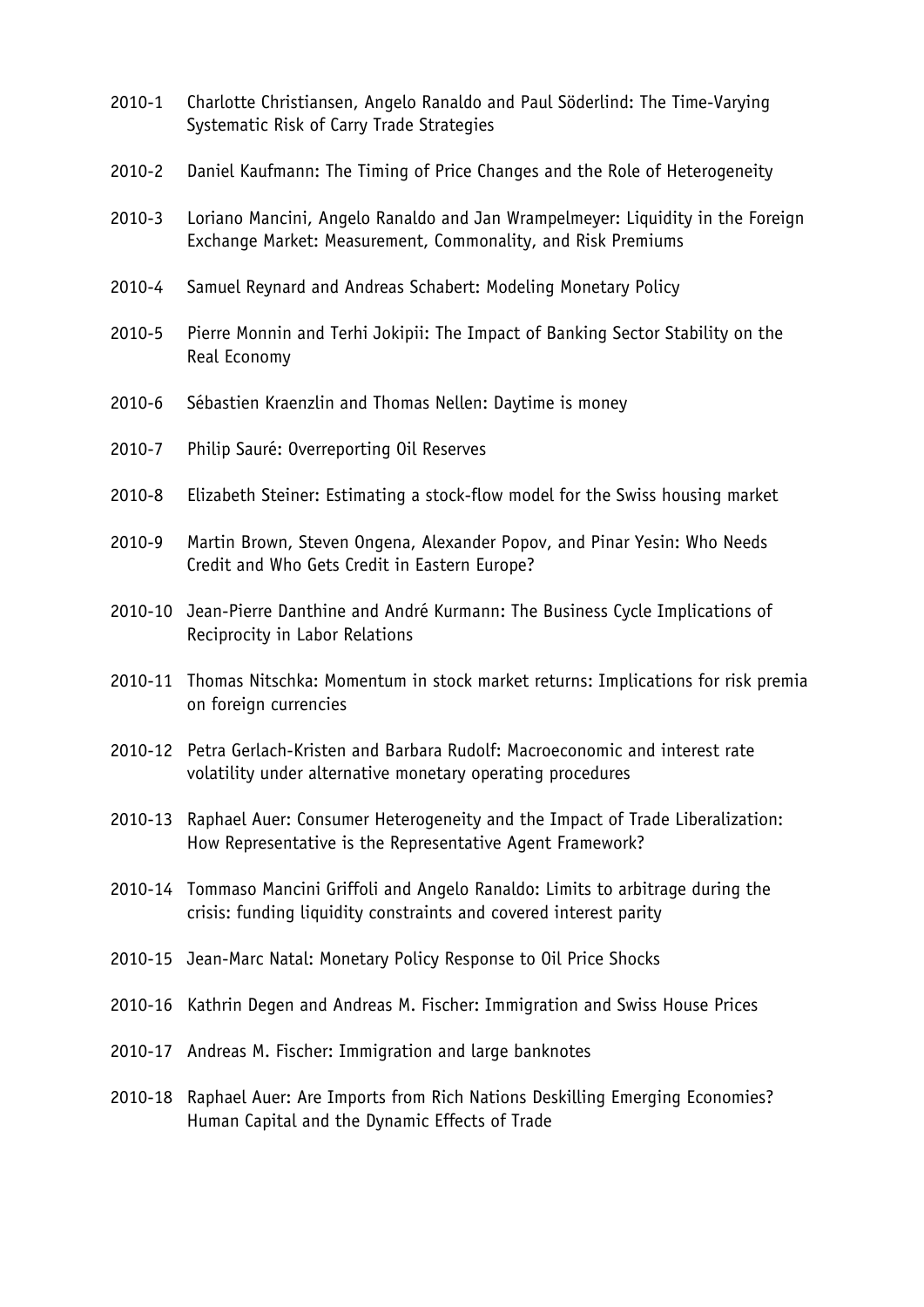2010-1 Charlotte Christiansen, Angelo Ranaldo and Paul Söderlind: The Time-Varying Systematic Risk of Carry Trade Strategies

2010-2 Daniel Kaufmann: The Timing of Price Changes and the Role of Heterogeneity

2010-3 Loriano Mancini, Angelo Ranaldo and Jan Wrampelmeyer: Liquidity in the Foreign Exchange Market: Measurement, Commonality, and Risk Premiums

2010-4 Samuel Reynard and Andreas Schabert: Modeling Monetary Policy

2010-5 Pierre Monnin and Terhi Jokipii: The Impact of Banking Sector Stability on the Real Economy

2010-6 Sébastien Kraenzlin and Thomas Nellen: Daytime is money

2010-7 Philip Sauré: Overreporting Oil Reserves

2010-8 Elizabeth Steiner: Estimating a stock-flow model for the Swiss housing market

2010-9 Martin Brown, Steven Ongena, Alexander Popov, and Pinar Yesin: Who Needs Credit and Who Gets Credit in Eastern Europe?

2010-10 Jean-Pierre Danthine and André Kurmann: The Business Cycle Implications of Reciprocity in Labor Relations

2010-11 Thomas Nitschka: Momentum in stock market returns: Implications for risk premia on foreign currencies

2010-12 Petra Gerlach-Kristen and Barbara Rudolf: Macroeconomic and interest rate volatility under alternative monetary operating procedures

2010-13 Raphael Auer: Consumer Heterogeneity and the Impact of Trade Liberalization: How Representative is the Representative Agent Framework?

2010-14 Tommaso Mancini Griffoli and Angelo Ranaldo: Limits to arbitrage during the crisis: funding liquidity constraints and covered interest parity

2010-15 Jean-Marc Natal: Monetary Policy Response to Oil Price Shocks

2010-16 Kathrin Degen and Andreas M. Fischer: Immigration and Swiss House Prices

2010-17 Andreas M. Fischer: Immigration and large banknotes

2010-18 Raphael Auer: Are Imports from Rich Nations Deskilling Emerging Economies? Human Capital and the Dynamic Effects of Trade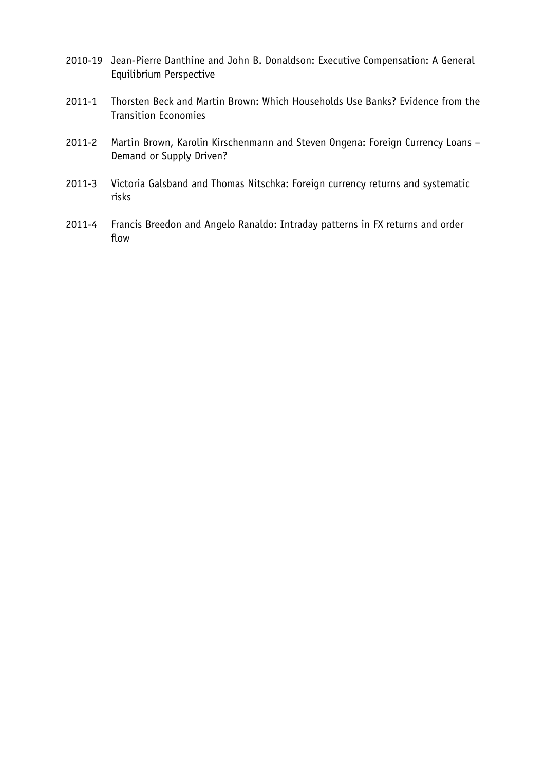2010-19 Jean-Pierre Danthine and John B. Donaldson: Executive Compensation: A General Equilibrium Perspective

2011-1 Thorsten Beck and Martin Brown: Which Households Use Banks? Evidence from the Transition Economies

2011-2 Martin Brown, Karolin Kirschenmann and Steven Ongena: Foreign Currency Loans – Demand or Supply Driven?

2011-3 Victoria Galsband and Thomas Nitschka: Foreign currency returns and systematic risks

2011-4 Francis Breedon and Angelo Ranaldo: Intraday patterns in FX returns and order flow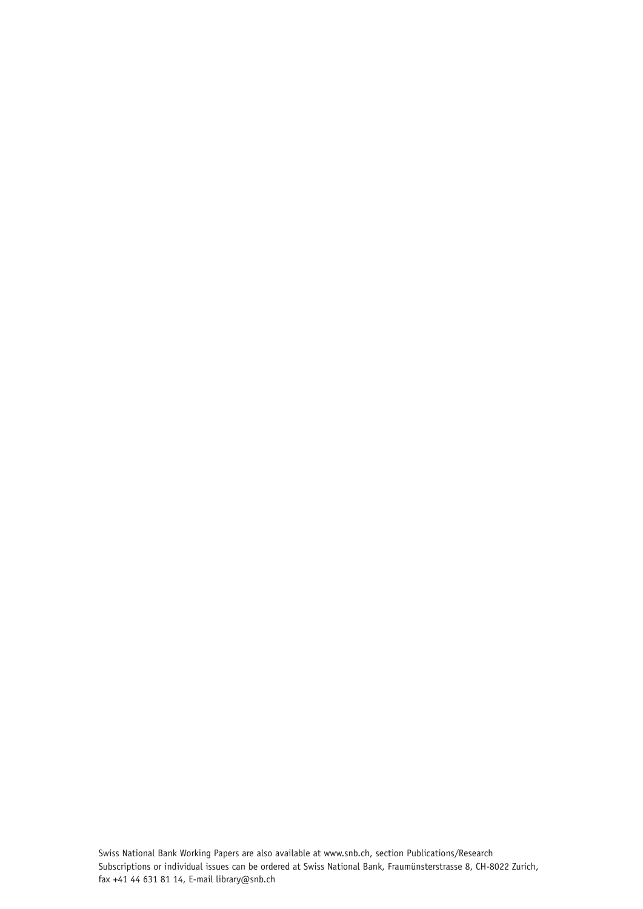Swiss National Bank Working Papers are also available at www.snb.ch, section Publications/Research
Subscriptions or individual issues can be ordered at Swiss National Bank, Fraumünsterstrasse 8, CH-8022 Zurich,
fax +41 44 631 81 14, E-mail library@snb.ch